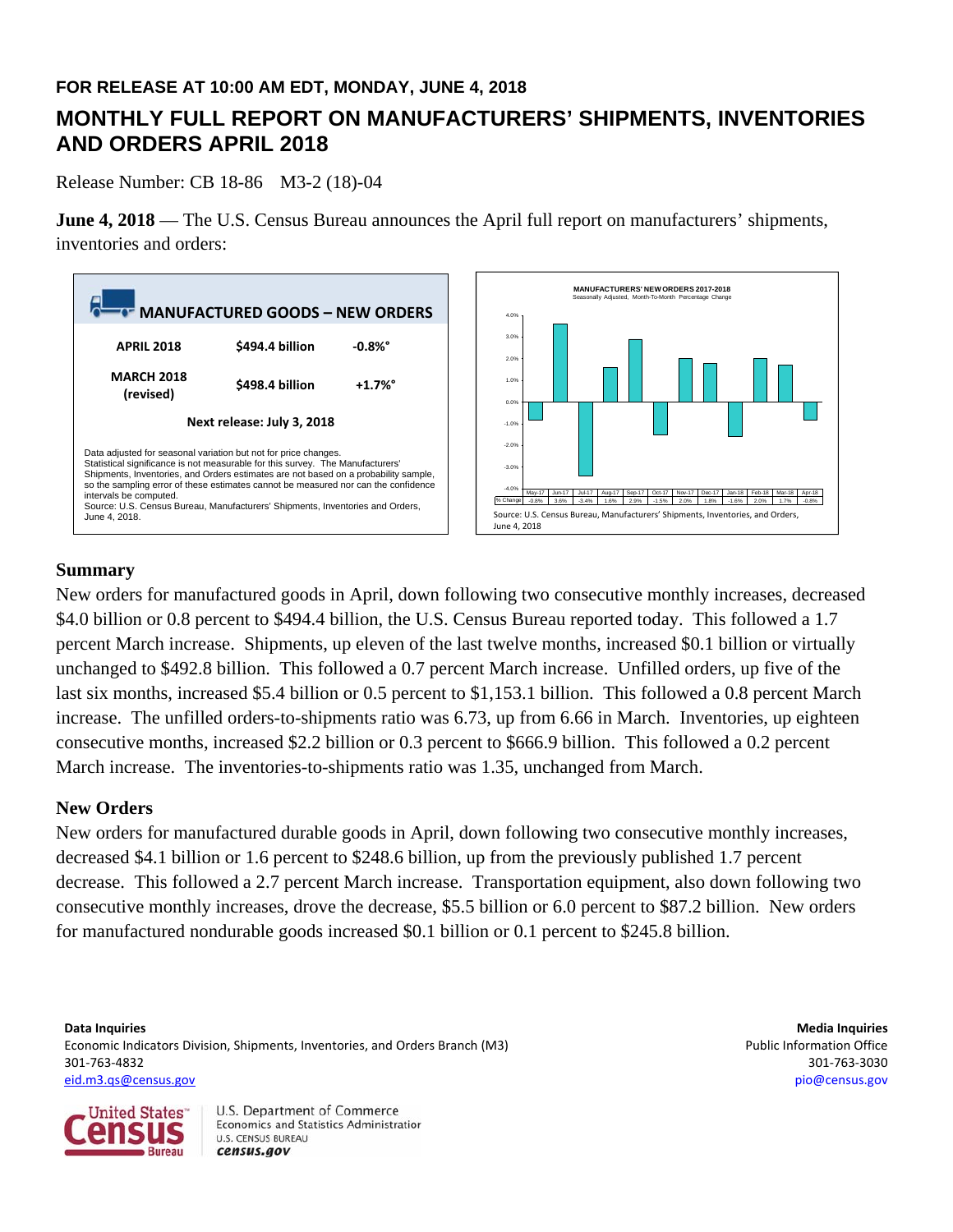**FOR RELEASE AT 10:00 AM EDT, MONDAY, JUNE 4, 2018**

# MONTHLY FULL REPORT ON MANUFACTURERS' SHIPMENTS, INVENTORIES AND ORDERS APRIL 2018

Release Number: CB 18-86 M3-2 (18)-04

**June 4, 2018** — The U.S. Census Bureau announces the April full report on manufacturers' shipments, inventories and orders:

**MANUFACTURED GOODS – NEW ORDERS**

| | | |
|---|---|---|
| **APRIL 2018** | **\$494.4 billion** | **-0.8%°** |
| **MARCH 2018 (revised)** | **\$498.4 billion** | **+1.7%°** |

**Next release: July 3, 2018**

Data adjusted for seasonal variation but not for price changes.
Statistical significance is not measurable for this survey. The Manufacturers' Shipments, Inventories, and Orders estimates are not based on a probability sample, so the sampling error of these estimates cannot be measured nor can the confidence intervals be computed.
Source: U.S. Census Bureau, Manufacturers' Shipments, Inventories and Orders, June 4, 2018.

**MANUFACTURERS' NEW ORDERS 2017-2018**
Seasonally Adjusted, Month-To-Month Percentage Change

| | May-17 | Jun-17 | Jul-17 | Aug-17 | Sep-17 | Oct-17 | Nov-17 | Dec-17 | Jan-18 | Feb-18 | Mar-18 | Apr-18 |
|---|---|---|---|---|---|---|---|---|---|---|---|---|
| % Change | -0.8% | 3.6% | -3.4% | 1.6% | 2.9% | -1.5% | 2.0% | 1.8% | -1.6% | 2.0% | 1.7% | -0.8% |

Source: U.S. Census Bureau, Manufacturers' Shipments, Inventories, and Orders, June 4, 2018

## Summary

New orders for manufactured goods in April, down following two consecutive monthly increases, decreased \$4.0 billion or 0.8 percent to \$494.4 billion, the U.S. Census Bureau reported today. This followed a 1.7 percent March increase. Shipments, up eleven of the last twelve months, increased \$0.1 billion or virtually unchanged to \$492.8 billion. This followed a 0.7 percent March increase. Unfilled orders, up five of the last six months, increased \$5.4 billion or 0.5 percent to \$1,153.1 billion. This followed a 0.8 percent March increase. The unfilled orders-to-shipments ratio was 6.73, up from 6.66 in March. Inventories, up eighteen consecutive months, increased \$2.2 billion or 0.3 percent to \$666.9 billion. This followed a 0.2 percent March increase. The inventories-to-shipments ratio was 1.35, unchanged from March.

## New Orders

New orders for manufactured durable goods in April, down following two consecutive monthly increases, decreased \$4.1 billion or 1.6 percent to \$248.6 billion, up from the previously published 1.7 percent decrease. This followed a 2.7 percent March increase. Transportation equipment, also down following two consecutive monthly increases, drove the decrease, \$5.5 billion or 6.0 percent to \$87.2 billion. New orders for manufactured nondurable goods increased \$0.1 billion or 0.1 percent to \$245.8 billion.

**Data Inquiries**
Economic Indicators Division, Shipments, Inventories, and Orders Branch (M3)
301-763-4832
eid.m3.qs@census.gov

**Media Inquiries**
Public Information Office
301-763-3030
pio@census.gov

U.S. Department of Commerce
Economics and Statistics Administration
U.S. CENSUS BUREAU
census.gov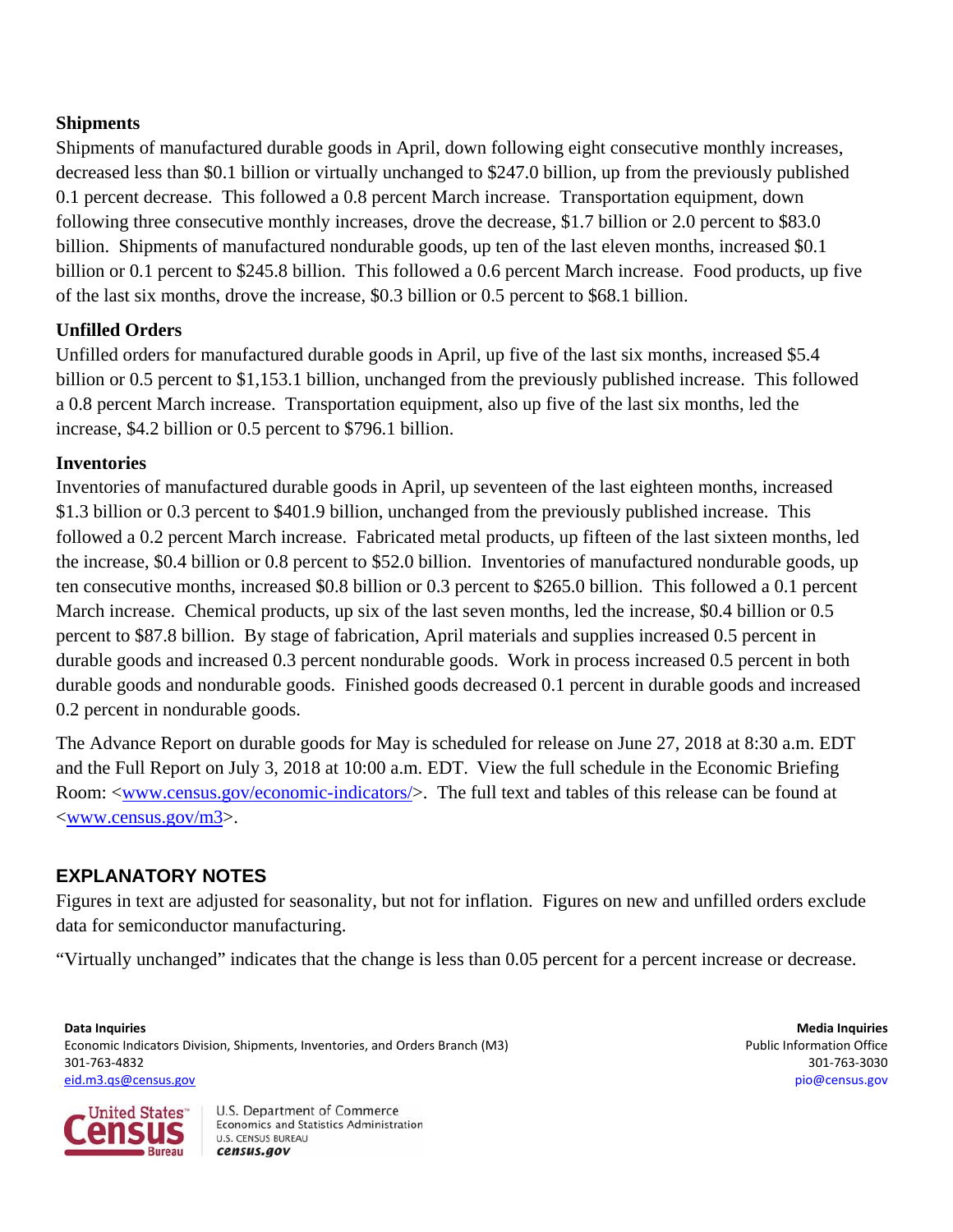**Shipments**

Shipments of manufactured durable goods in April, down following eight consecutive monthly increases, decreased less than $0.1 billion or virtually unchanged to $247.0 billion, up from the previously published 0.1 percent decrease. This followed a 0.8 percent March increase. Transportation equipment, down following three consecutive monthly increases, drove the decrease, $1.7 billion or 2.0 percent to $83.0 billion. Shipments of manufactured nondurable goods, up ten of the last eleven months, increased $0.1 billion or 0.1 percent to $245.8 billion. This followed a 0.6 percent March increase. Food products, up five of the last six months, drove the increase, $0.3 billion or 0.5 percent to $68.1 billion.

**Unfilled Orders**

Unfilled orders for manufactured durable goods in April, up five of the last six months, increased $5.4 billion or 0.5 percent to $1,153.1 billion, unchanged from the previously published increase. This followed a 0.8 percent March increase. Transportation equipment, also up five of the last six months, led the increase, $4.2 billion or 0.5 percent to $796.1 billion.

**Inventories**

Inventories of manufactured durable goods in April, up seventeen of the last eighteen months, increased $1.3 billion or 0.3 percent to $401.9 billion, unchanged from the previously published increase. This followed a 0.2 percent March increase. Fabricated metal products, up fifteen of the last sixteen months, led the increase, $0.4 billion or 0.8 percent to $52.0 billion. Inventories of manufactured nondurable goods, up ten consecutive months, increased $0.8 billion or 0.3 percent to $265.0 billion. This followed a 0.1 percent March increase. Chemical products, up six of the last seven months, led the increase, $0.4 billion or 0.5 percent to $87.8 billion. By stage of fabrication, April materials and supplies increased 0.5 percent in durable goods and increased 0.3 percent nondurable goods. Work in process increased 0.5 percent in both durable goods and nondurable goods. Finished goods decreased 0.1 percent in durable goods and increased 0.2 percent in nondurable goods.

The Advance Report on durable goods for May is scheduled for release on June 27, 2018 at 8:30 a.m. EDT and the Full Report on July 3, 2018 at 10:00 a.m. EDT. View the full schedule in the Economic Briefing Room: <www.census.gov/economic-indicators/>. The full text and tables of this release can be found at <www.census.gov/m3>.

## EXPLANATORY NOTES

Figures in text are adjusted for seasonality, but not for inflation. Figures on new and unfilled orders exclude data for semiconductor manufacturing.

"Virtually unchanged" indicates that the change is less than 0.05 percent for a percent increase or decrease.

**Data Inquiries**
Economic Indicators Division, Shipments, Inventories, and Orders Branch (M3)
301-763-4832
eid.m3.qs@census.gov

**Media Inquiries**
Public Information Office
301-763-3030
pio@census.gov

United States Census Bureau | U.S. Department of Commerce, Economics and Statistics Administration, U.S. CENSUS BUREAU, census.gov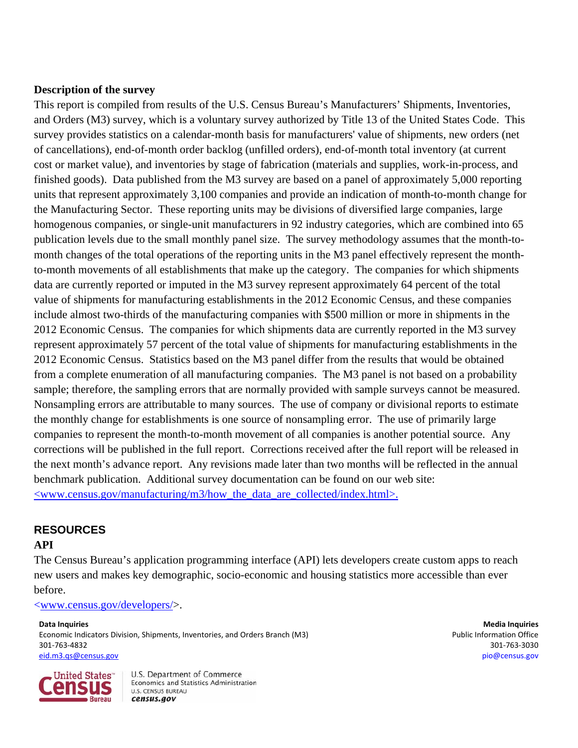**Description of the survey**

This report is compiled from results of the U.S. Census Bureau's Manufacturers' Shipments, Inventories, and Orders (M3) survey, which is a voluntary survey authorized by Title 13 of the United States Code. This survey provides statistics on a calendar-month basis for manufacturers' value of shipments, new orders (net of cancellations), end-of-month order backlog (unfilled orders), end-of-month total inventory (at current cost or market value), and inventories by stage of fabrication (materials and supplies, work-in-process, and finished goods). Data published from the M3 survey are based on a panel of approximately 5,000 reporting units that represent approximately 3,100 companies and provide an indication of month-to-month change for the Manufacturing Sector. These reporting units may be divisions of diversified large companies, large homogenous companies, or single-unit manufacturers in 92 industry categories, which are combined into 65 publication levels due to the small monthly panel size. The survey methodology assumes that the month-to-month changes of the total operations of the reporting units in the M3 panel effectively represent the month-to-month movements of all establishments that make up the category. The companies for which shipments data are currently reported or imputed in the M3 survey represent approximately 64 percent of the total value of shipments for manufacturing establishments in the 2012 Economic Census, and these companies include almost two-thirds of the manufacturing companies with $500 million or more in shipments in the 2012 Economic Census. The companies for which shipments data are currently reported in the M3 survey represent approximately 57 percent of the total value of shipments for manufacturing establishments in the 2012 Economic Census. Statistics based on the M3 panel differ from the results that would be obtained from a complete enumeration of all manufacturing companies. The M3 panel is not based on a probability sample; therefore, the sampling errors that are normally provided with sample surveys cannot be measured. Nonsampling errors are attributable to many sources. The use of company or divisional reports to estimate the monthly change for establishments is one source of nonsampling error. The use of primarily large companies to represent the month-to-month movement of all companies is another potential source. Any corrections will be published in the full report. Corrections received after the full report will be released in the next month's advance report. Any revisions made later than two months will be reflected in the annual benchmark publication. Additional survey documentation can be found on our web site: <www.census.gov/manufacturing/m3/how_the_data_are_collected/index.html>.

## RESOURCES

### API

The Census Bureau's application programming interface (API) lets developers create custom apps to reach new users and makes key demographic, socio-economic and housing statistics more accessible than ever before.

<www.census.gov/developers/>.

**Data Inquiries**
Economic Indicators Division, Shipments, Inventories, and Orders Branch (M3)
301-763-4832
eid.m3.qs@census.gov

**Media Inquiries**
Public Information Office
301-763-3030
pio@census.gov

United States Census Bureau
U.S. Department of Commerce
Economics and Statistics Administration
U.S. CENSUS BUREAU
census.gov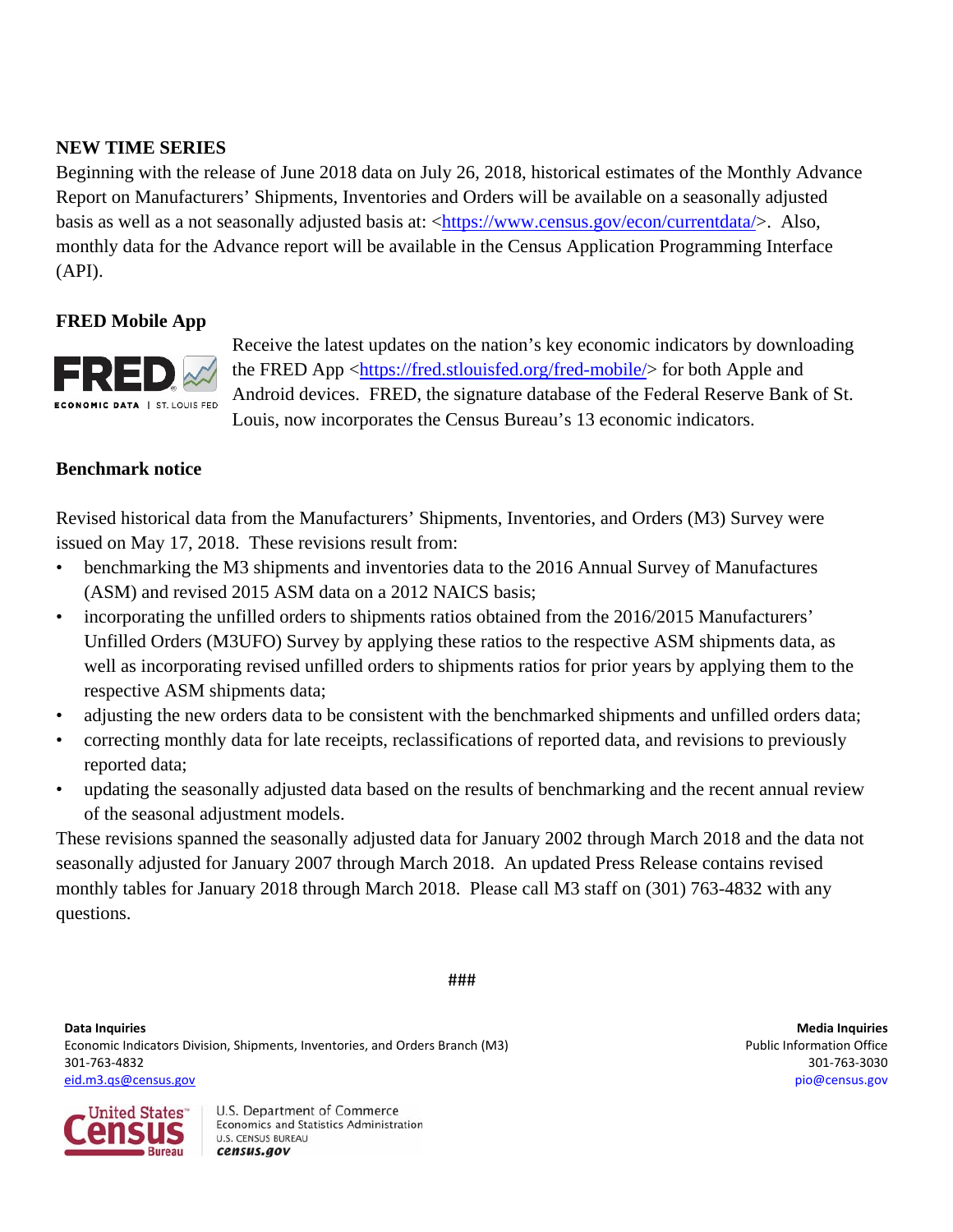**NEW TIME SERIES**

Beginning with the release of June 2018 data on July 26, 2018, historical estimates of the Monthly Advance Report on Manufacturers' Shipments, Inventories and Orders will be available on a seasonally adjusted basis as well as a not seasonally adjusted basis at: <https://www.census.gov/econ/currentdata/>. Also, monthly data for the Advance report will be available in the Census Application Programming Interface (API).

**FRED Mobile App**

Receive the latest updates on the nation's key economic indicators by downloading the FRED App <https://fred.stlouisfed.org/fred-mobile/> for both Apple and Android devices. FRED, the signature database of the Federal Reserve Bank of St. Louis, now incorporates the Census Bureau's 13 economic indicators.

**Benchmark notice**

Revised historical data from the Manufacturers' Shipments, Inventories, and Orders (M3) Survey were issued on May 17, 2018. These revisions result from:

- benchmarking the M3 shipments and inventories data to the 2016 Annual Survey of Manufactures (ASM) and revised 2015 ASM data on a 2012 NAICS basis;
- incorporating the unfilled orders to shipments ratios obtained from the 2016/2015 Manufacturers' Unfilled Orders (M3UFO) Survey by applying these ratios to the respective ASM shipments data, as well as incorporating revised unfilled orders to shipments ratios for prior years by applying them to the respective ASM shipments data;
- adjusting the new orders data to be consistent with the benchmarked shipments and unfilled orders data;
- correcting monthly data for late receipts, reclassifications of reported data, and revisions to previously reported data;
- updating the seasonally adjusted data based on the results of benchmarking and the recent annual review of the seasonal adjustment models.

These revisions spanned the seasonally adjusted data for January 2002 through March 2018 and the data not seasonally adjusted for January 2007 through March 2018. An updated Press Release contains revised monthly tables for January 2018 through March 2018. Please call M3 staff on (301) 763-4832 with any questions.

###

**Data Inquiries**
Economic Indicators Division, Shipments, Inventories, and Orders Branch (M3)
301-763-4832
eid.m3.qs@census.gov

**Media Inquiries**
Public Information Office
301-763-3030
pio@census.gov

U.S. Department of Commerce
Economics and Statistics Administration
U.S. CENSUS BUREAU
census.gov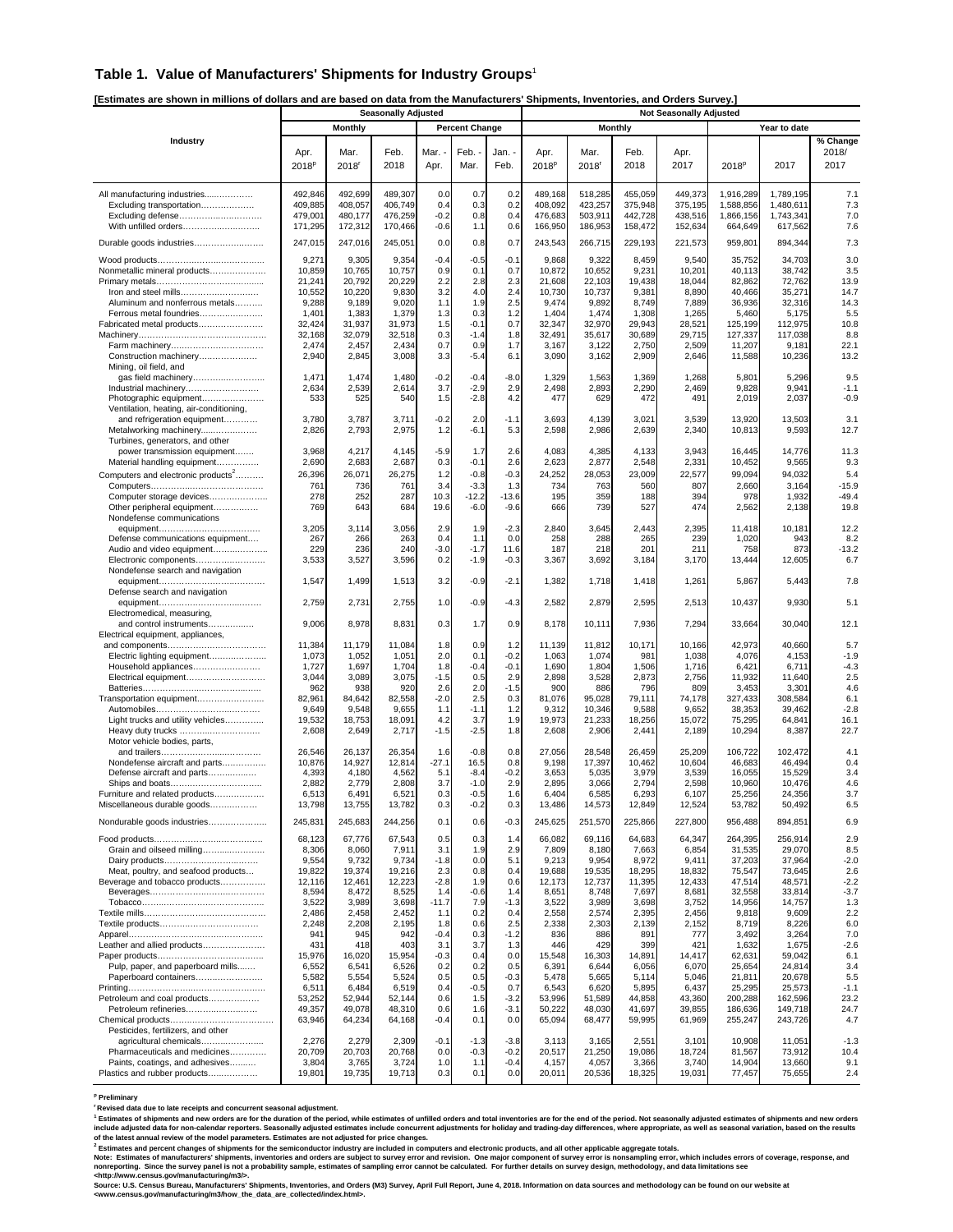## Table 1. Value of Manufacturers' Shipments for Industry Groups[1]

**[Estimates are shown in millions of dollars and are based on data from the Manufacturers' Shipments, Inventories, and Orders Survey.]**

| Industry | Seasonally Adjusted | | | | | | Not Seasonally Adjusted | | | | | | |
|---|---|---|---|---|---|---|---|---|---|---|---|---|---|
| | Monthly | | | Percent Change | | | Monthly | | | | Year to date | | |
| | Apr. 2018[p] | Mar. 2018[r] | Feb. 2018 | Mar. - Apr. | Feb. - Mar. | Jan. - Feb. | Apr. 2018[p] | Mar. 2018[r] | Feb. 2018 | Apr. 2017 | 2018[p] | 2017 | % Change 2018/ 2017 |
| All manufacturing industries | 492,846 | 492,699 | 489,307 | 0.0 | 0.7 | 0.2 | 489,168 | 518,285 | 455,059 | 449,373 | 1,916,289 | 1,789,195 | 7.1 |
| Excluding transportation | 409,885 | 408,057 | 406,749 | 0.4 | 0.3 | 0.2 | 408,092 | 423,257 | 375,948 | 375,195 | 1,588,856 | 1,480,611 | 7.3 |
| Excluding defense | 479,001 | 480,177 | 476,259 | -0.2 | 0.8 | 0.4 | 476,683 | 503,911 | 442,728 | 438,516 | 1,866,156 | 1,743,341 | 7.0 |
| With unfilled orders | 171,295 | 172,312 | 170,466 | -0.6 | 1.1 | 0.6 | 166,950 | 186,953 | 158,472 | 152,634 | 664,649 | 617,562 | 7.6 |
| Durable goods industries | 247,015 | 247,016 | 245,051 | 0.0 | 0.8 | 0.7 | 243,543 | 266,715 | 229,193 | 221,573 | 959,801 | 894,344 | 7.3 |
| Wood products | 9,271 | 9,305 | 9,354 | -0.4 | -0.5 | -0.1 | 9,868 | 9,322 | 8,459 | 9,540 | 35,752 | 34,703 | 3.0 |
| Nonmetallic mineral products | 10,859 | 10,765 | 10,757 | 0.9 | 0.1 | 0.7 | 10,872 | 10,652 | 9,231 | 10,201 | 40,113 | 38,742 | 3.5 |
| Primary metals | 21,241 | 20,792 | 20,229 | 2.2 | 2.8 | 2.3 | 21,608 | 22,103 | 19,438 | 18,044 | 82,862 | 72,762 | 13.9 |
| Iron and steel mills | 10,552 | 10,220 | 9,830 | 3.2 | 4.0 | 2.4 | 10,730 | 10,737 | 9,381 | 8,890 | 40,466 | 35,271 | 14.7 |
| Aluminum and nonferrous metals | 9,288 | 9,189 | 9,020 | 1.1 | 1.9 | 2.5 | 9,474 | 9,892 | 8,749 | 7,889 | 36,936 | 32,316 | 14.3 |
| Ferrous metal foundries | 1,401 | 1,383 | 1,379 | 1.3 | 0.3 | 1.2 | 1,404 | 1,474 | 1,308 | 1,265 | 5,460 | 5,175 | 5.5 |
| Fabricated metal products | 32,424 | 31,937 | 31,973 | 1.5 | -0.1 | 0.7 | 32,347 | 32,970 | 29,943 | 28,521 | 125,199 | 112,975 | 10.8 |
| Machinery | 32,168 | 32,079 | 32,518 | 0.3 | -1.4 | 1.8 | 32,491 | 35,617 | 30,689 | 29,715 | 127,337 | 117,038 | 8.8 |
| Farm machinery | 2,474 | 2,457 | 2,434 | 0.7 | 0.9 | 1.7 | 3,167 | 3,122 | 2,750 | 2,509 | 11,207 | 9,181 | 22.1 |
| Construction machinery | 2,940 | 2,845 | 3,008 | 3.3 | -5.4 | 6.1 | 3,090 | 3,162 | 2,909 | 2,646 | 11,588 | 10,236 | 13.2 |
| Mining, oil field, and gas field machinery | 1,471 | 1,474 | 1,480 | -0.2 | -0.4 | -8.0 | 1,329 | 1,563 | 1,369 | 1,268 | 5,801 | 5,296 | 9.5 |
| Industrial machinery | 2,634 | 2,539 | 2,614 | 3.7 | -2.9 | 2.9 | 2,498 | 2,893 | 2,290 | 2,469 | 9,828 | 9,941 | -1.1 |
| Photographic equipment | 533 | 525 | 540 | 1.5 | -2.8 | 4.2 | 477 | 629 | 472 | 491 | 2,019 | 2,037 | -0.9 |
| Ventilation, heating, air-conditioning, and refrigeration equipment | 3,780 | 3,787 | 3,711 | -0.2 | 2.0 | -1.1 | 3,693 | 4,139 | 3,021 | 3,539 | 13,920 | 13,503 | 3.1 |
| Metalworking machinery | 2,826 | 2,793 | 2,975 | 1.2 | -6.1 | 5.3 | 2,598 | 2,986 | 2,639 | 2,340 | 10,813 | 9,593 | 12.7 |
| Turbines, generators, and other power transmission equipment | 3,968 | 4,217 | 4,145 | -5.9 | 1.7 | 2.6 | 4,083 | 4,385 | 4,133 | 3,943 | 16,445 | 14,776 | 11.3 |
| Material handling equipment | 2,690 | 2,683 | 2,687 | 0.3 | -0.1 | 2.6 | 2,623 | 2,877 | 2,548 | 2,331 | 10,452 | 9,565 | 9.3 |
| Computers and electronic products[2] | 26,396 | 26,071 | 26,275 | 1.2 | -0.8 | -0.3 | 24,252 | 28,053 | 23,009 | 22,577 | 99,094 | 94,032 | 5.4 |
| Computers | 761 | 736 | 761 | 3.4 | -3.3 | 1.3 | 734 | 763 | 560 | 807 | 2,660 | 3,164 | -15.9 |
| Computer storage devices | 278 | 252 | 287 | 10.3 | -12.2 | -13.6 | 195 | 359 | 188 | 394 | 978 | 1,932 | -49.4 |
| Other peripheral equipment | 769 | 643 | 684 | 19.6 | -6.0 | -9.6 | 666 | 739 | 527 | 474 | 2,562 | 2,138 | 19.8 |
| Nondefense communications equipment | 3,205 | 3,114 | 3,056 | 2.9 | 1.9 | -2.3 | 2,840 | 3,645 | 2,443 | 2,395 | 11,418 | 10,181 | 12.2 |
| Defense communications equipment | 267 | 266 | 263 | 0.4 | 1.1 | 0.0 | 258 | 288 | 265 | 239 | 1,020 | 943 | 8.2 |
| Audio and video equipment | 229 | 236 | 240 | -3.0 | -1.7 | 11.6 | 187 | 218 | 201 | 211 | 758 | 873 | -13.2 |
| Electronic components | 3,533 | 3,527 | 3,596 | 0.2 | -1.9 | -0.3 | 3,367 | 3,692 | 3,184 | 3,170 | 13,444 | 12,605 | 6.7 |
| Nondefense search and navigation equipment | 1,547 | 1,499 | 1,513 | 3.2 | -0.9 | -2.1 | 1,382 | 1,718 | 1,418 | 1,261 | 5,867 | 5,443 | 7.8 |
| Defense search and navigation equipment | 2,759 | 2,731 | 2,755 | 1.0 | -0.9 | -4.3 | 2,582 | 2,879 | 2,595 | 2,513 | 10,437 | 9,930 | 5.1 |
| Electromedical, measuring, and control instruments | 9,006 | 8,978 | 8,831 | 0.3 | 1.7 | 0.9 | 8,178 | 10,111 | 7,936 | 7,294 | 33,664 | 30,040 | 12.1 |
| Electrical equipment, appliances, and components | 11,384 | 11,179 | 11,084 | 1.8 | 0.9 | 1.2 | 11,139 | 11,812 | 10,171 | 10,166 | 42,973 | 40,660 | 5.7 |
| Electric lighting equipment | 1,073 | 1,052 | 1,051 | 2.0 | 0.1 | -0.2 | 1,063 | 1,074 | 981 | 1,038 | 4,076 | 4,153 | -1.9 |
| Household appliances | 1,727 | 1,697 | 1,704 | 1.8 | -0.4 | -0.1 | 1,690 | 1,804 | 1,506 | 1,716 | 6,421 | 6,711 | -4.3 |
| Electrical equipment | 3,044 | 3,089 | 3,075 | -1.5 | 0.5 | 2.9 | 2,898 | 3,528 | 2,873 | 2,756 | 11,932 | 11,640 | 2.5 |
| Batteries | 962 | 938 | 920 | 2.6 | 2.0 | -1.5 | 900 | 886 | 796 | 809 | 3,453 | 3,301 | 4.6 |
| Transportation equipment | 82,961 | 84,642 | 82,558 | -2.0 | 2.5 | 0.3 | 81,076 | 95,028 | 79,111 | 74,178 | 327,433 | 308,584 | 6.1 |
| Automobiles | 9,649 | 9,548 | 9,655 | 1.1 | -1.1 | 1.2 | 9,312 | 10,346 | 9,588 | 9,652 | 38,353 | 39,462 | -2.8 |
| Light trucks and utility vehicles | 19,532 | 18,753 | 18,091 | 4.2 | 3.7 | 1.9 | 19,973 | 21,233 | 18,256 | 15,072 | 75,295 | 64,841 | 16.1 |
| Heavy duty trucks | 2,608 | 2,649 | 2,717 | -1.5 | -2.5 | 1.8 | 2,608 | 2,906 | 2,441 | 2,189 | 10,294 | 8,387 | 22.7 |
| Motor vehicle bodies, parts, and trailers | 26,546 | 26,137 | 26,354 | 1.6 | -0.8 | 0.8 | 27,056 | 28,548 | 26,459 | 25,209 | 106,722 | 102,472 | 4.1 |
| Nondefense aircraft and parts | 10,876 | 14,927 | 12,814 | -27.1 | 16.5 | 0.8 | 9,198 | 17,397 | 10,462 | 10,604 | 46,683 | 46,494 | 0.4 |
| Defense aircraft and parts | 4,393 | 4,180 | 4,562 | 5.1 | -8.4 | -0.2 | 3,653 | 5,035 | 3,979 | 3,539 | 16,055 | 15,529 | 3.4 |
| Ships and boats | 2,882 | 2,779 | 2,808 | 3.7 | -1.0 | 2.9 | 2,895 | 3,066 | 2,794 | 2,598 | 10,960 | 10,476 | 4.6 |
| Furniture and related products | 6,513 | 6,491 | 6,521 | 0.3 | -0.5 | 1.6 | 6,404 | 6,585 | 6,293 | 6,107 | 25,256 | 24,356 | 3.7 |
| Miscellaneous durable goods | 13,798 | 13,755 | 13,782 | 0.3 | -0.2 | 0.3 | 13,486 | 14,573 | 12,849 | 12,524 | 53,782 | 50,492 | 6.5 |
| Nondurable goods industries | 245,831 | 245,683 | 244,256 | 0.1 | 0.6 | -0.3 | 245,625 | 251,570 | 225,866 | 227,800 | 956,488 | 894,851 | 6.9 |
| Food products | 68,123 | 67,776 | 67,543 | 0.5 | 0.3 | 1.4 | 66,082 | 69,116 | 64,683 | 64,347 | 264,395 | 256,914 | 2.9 |
| Grain and oilseed milling | 8,306 | 8,060 | 7,911 | 3.1 | 1.9 | 2.9 | 7,809 | 8,180 | 7,663 | 6,854 | 31,535 | 29,070 | 8.5 |
| Dairy products | 9,554 | 9,732 | 9,734 | -1.8 | 0.0 | 5.1 | 9,213 | 9,954 | 8,972 | 9,411 | 37,203 | 37,964 | -2.0 |
| Meat, poultry, and seafood products | 19,822 | 19,374 | 19,216 | 2.3 | 0.8 | 0.4 | 19,688 | 19,535 | 18,295 | 18,832 | 75,547 | 73,645 | 2.6 |
| Beverage and tobacco products | 12,116 | 12,461 | 12,223 | -2.8 | 1.9 | 0.6 | 12,173 | 12,737 | 11,395 | 12,433 | 47,514 | 48,571 | -2.2 |
| Beverages | 8,594 | 8,472 | 8,525 | 1.4 | -0.6 | 1.4 | 8,651 | 8,748 | 7,697 | 8,681 | 32,558 | 33,814 | -3.7 |
| Tobacco | 3,522 | 3,989 | 3,698 | -11.7 | 7.9 | -1.3 | 3,522 | 3,989 | 3,698 | 3,752 | 14,956 | 14,757 | 1.3 |
| Textile mills | 2,486 | 2,458 | 2,452 | 1.1 | 0.2 | 0.4 | 2,558 | 2,574 | 2,395 | 2,456 | 9,818 | 9,609 | 2.2 |
| Textile products | 2,248 | 2,208 | 2,195 | 1.8 | 0.6 | 2.5 | 2,338 | 2,303 | 2,139 | 2,152 | 8,719 | 8,226 | 6.0 |
| Apparel | 941 | 945 | 942 | -0.4 | 0.3 | -1.2 | 836 | 886 | 891 | 777 | 3,492 | 3,264 | 7.0 |
| Leather and allied products | 431 | 418 | 403 | 3.1 | 3.7 | 1.3 | 446 | 429 | 399 | 421 | 1,632 | 1,675 | -2.6 |
| Paper products | 15,976 | 16,020 | 15,954 | -0.3 | 0.4 | 0.0 | 15,548 | 16,303 | 14,891 | 14,417 | 62,631 | 59,042 | 6.1 |
| Pulp, paper, and paperboard mills | 6,552 | 6,541 | 6,526 | 0.2 | 0.2 | 0.5 | 6,391 | 6,644 | 6,056 | 6,070 | 25,654 | 24,814 | 3.4 |
| Paperboard containers | 5,582 | 5,554 | 5,524 | 0.5 | 0.5 | -0.3 | 5,478 | 5,665 | 5,114 | 5,046 | 21,811 | 20,678 | 5.5 |
| Printing | 6,511 | 6,484 | 6,519 | 0.4 | -0.5 | 0.7 | 6,543 | 6,620 | 5,895 | 6,437 | 25,295 | 25,573 | -1.1 |
| Petroleum and coal products | 53,252 | 52,944 | 52,144 | 0.6 | 1.5 | -3.2 | 53,996 | 51,589 | 44,858 | 43,360 | 200,288 | 162,596 | 23.2 |
| Petroleum refineries | 49,357 | 49,078 | 48,310 | 0.6 | 1.6 | -3.1 | 50,222 | 48,030 | 41,697 | 39,855 | 186,636 | 149,718 | 24.7 |
| Chemical products | 63,946 | 64,234 | 64,168 | -0.4 | 0.1 | 0.0 | 65,094 | 68,477 | 59,995 | 61,969 | 255,247 | 243,726 | 4.7 |
| Pesticides, fertilizers, and other agricultural chemicals | 2,276 | 2,279 | 2,309 | -0.1 | -1.3 | -3.8 | 3,113 | 3,165 | 2,551 | 3,101 | 10,908 | 11,051 | -1.3 |
| Pharmaceuticals and medicines | 20,709 | 20,703 | 20,768 | 0.0 | -0.3 | -0.2 | 20,517 | 21,250 | 19,086 | 18,724 | 81,567 | 73,912 | 10.4 |
| Paints, coatings, and adhesives | 3,804 | 3,765 | 3,724 | 1.0 | 1.1 | -0.4 | 4,157 | 4,057 | 3,366 | 3,740 | 14,904 | 13,660 | 9.1 |
| Plastics and rubber products | 19,801 | 19,735 | 19,713 | 0.3 | 0.1 | 0.0 | 20,011 | 20,536 | 18,325 | 19,031 | 77,457 | 75,655 | 2.4 |

**p Preliminary**

**r Revised data due to late receipts and concurrent seasonal adjustment.**

**[1] Estimates of shipments and new orders are for the duration of the period, while estimates of unfilled orders and total inventories are for the end of the period. Not seasonally adjusted estimates of shipments and new orders include adjusted data for non-calendar reporters. Seasonally adjusted estimates include concurrent adjustments for holiday and trading-day differences, where appropriate, as well as seasonal variation, based on the results of the latest annual review of the model parameters. Estimates are not adjusted for price changes.**

**[2] Estimates and percent changes of shipments for the semiconductor industry are included in computers and electronic products, and all other applicable aggregate totals.**

**Note: Estimates of manufacturers' shipments, inventories and orders are subject to survey error and revision. One major component of survey error is nonsampling error, which includes errors of coverage, response, and nonreporting. Since the survey panel is not a probability sample, estimates of sampling error cannot be calculated. For further details on survey design, methodology, and data limitations see <http://www.census.gov/manufacturing/m3/>.**

**Source: U.S. Census Bureau, Manufacturers' Shipments, Inventories, and Orders (M3) Survey, April Full Report, June 4, 2018. Information on data sources and methodology can be found on our website at <www.census.gov/manufacturing/m3/how_the_data_are_collected/index.html>.**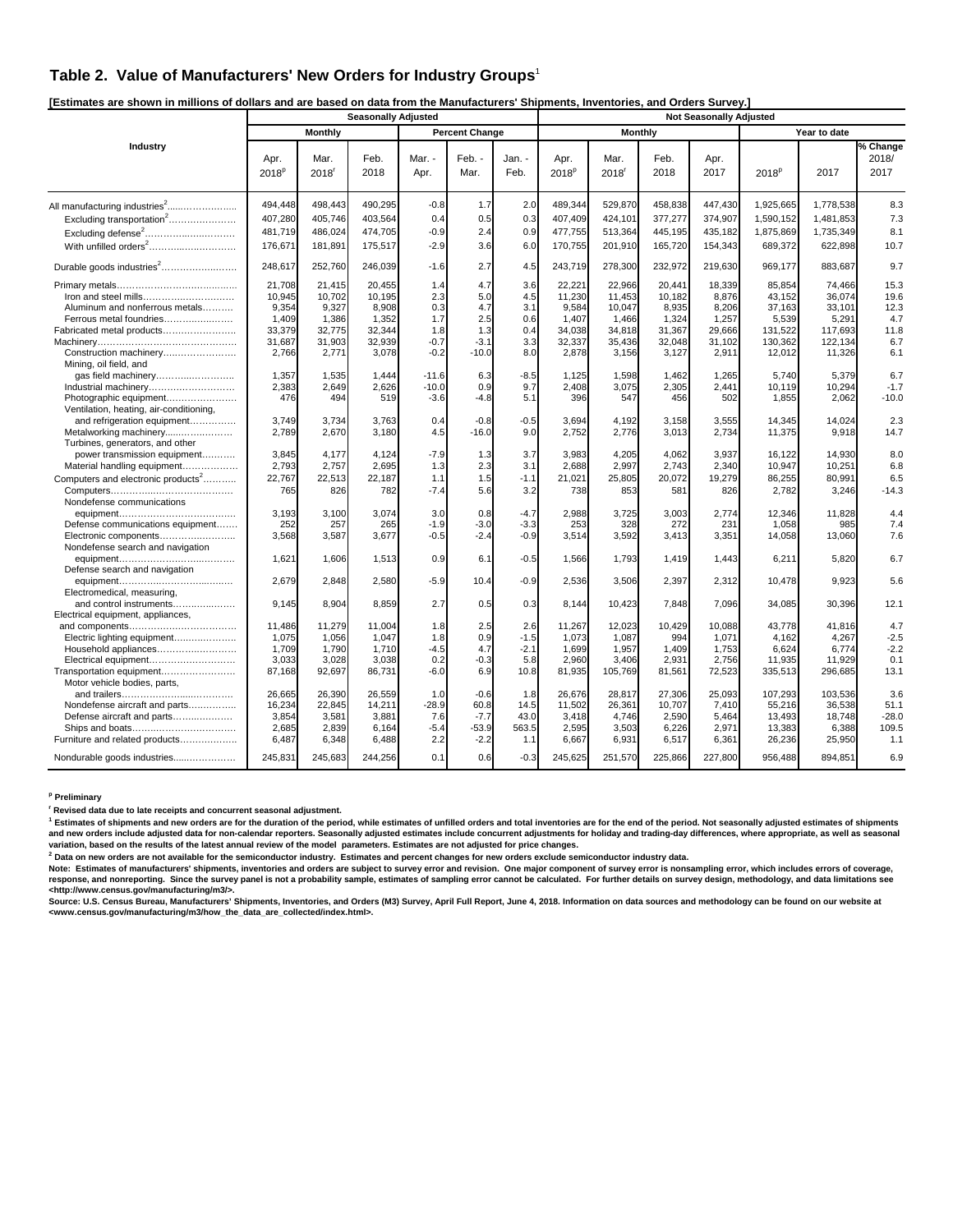## Table 2. Value of Manufacturers' New Orders for Industry Groups[1]

**[Estimates are shown in millions of dollars and are based on data from the Manufacturers' Shipments, Inventories, and Orders Survey.]**

| Industry | Seasonally Adjusted | | | | | | Not Seasonally Adjusted | | | | | | |
|---|---|---|---|---|---|---|---|---|---|---|---|---|---|
| | Monthly | | | Percent Change | | | Monthly | | | | Year to date | | |
| | Apr. 2018[p] | Mar. 2018[r] | Feb. 2018 | Mar. - Apr. | Feb. - Mar. | Jan. - Feb. | Apr. 2018[p] | Mar. 2018[r] | Feb. 2018 | Apr. 2017 | 2018[p] | 2017 | % Change 2018/ 2017 |
| All manufacturing industries[2] | 494,448 | 498,443 | 490,295 | -0.8 | 1.7 | 2.0 | 489,344 | 529,870 | 458,838 | 447,430 | 1,925,665 | 1,778,538 | 8.3 |
| Excluding transportation[2] | 407,280 | 405,746 | 403,564 | 0.4 | 0.5 | 0.3 | 407,409 | 424,101 | 377,277 | 374,907 | 1,590,152 | 1,481,853 | 7.3 |
| Excluding defense[2] | 481,719 | 486,024 | 474,705 | -0.9 | 2.4 | 0.9 | 477,755 | 513,364 | 445,195 | 435,182 | 1,875,869 | 1,735,349 | 8.1 |
| With unfilled orders[2] | 176,671 | 181,891 | 175,517 | -2.9 | 3.6 | 6.0 | 170,755 | 201,910 | 165,720 | 154,343 | 689,372 | 622,898 | 10.7 |
| Durable goods industries[2] | 248,617 | 252,760 | 246,039 | -1.6 | 2.7 | 4.5 | 243,719 | 278,300 | 232,972 | 219,630 | 969,177 | 883,687 | 9.7 |
| Primary metals | 21,708 | 21,415 | 20,455 | 1.4 | 4.7 | 3.6 | 22,221 | 22,966 | 20,441 | 18,339 | 85,854 | 74,466 | 15.3 |
| Iron and steel mills | 10,945 | 10,702 | 10,195 | 2.3 | 5.0 | 4.5 | 11,230 | 11,453 | 10,182 | 8,876 | 43,152 | 36,074 | 19.6 |
| Aluminum and nonferrous metals | 9,354 | 9,327 | 8,908 | 0.3 | 4.7 | 3.1 | 9,584 | 10,047 | 8,935 | 8,206 | 37,163 | 33,101 | 12.3 |
| Ferrous metal foundries | 1,409 | 1,386 | 1,352 | 1.7 | 2.5 | 0.6 | 1,407 | 1,466 | 1,324 | 1,257 | 5,539 | 5,291 | 4.7 |
| Fabricated metal products | 33,379 | 32,775 | 32,344 | 1.8 | 1.3 | 0.4 | 34,038 | 34,818 | 31,367 | 29,666 | 131,522 | 117,693 | 11.8 |
| Machinery | 31,687 | 31,903 | 32,939 | -0.7 | -3.1 | 3.3 | 32,337 | 35,436 | 32,048 | 31,102 | 130,362 | 122,134 | 6.7 |
| Construction machinery | 2,766 | 2,771 | 3,078 | -0.2 | -10.0 | 8.0 | 2,878 | 3,156 | 3,127 | 2,911 | 12,012 | 11,326 | 6.1 |
| Mining, oil field, and gas field machinery | 1,357 | 1,535 | 1,444 | -11.6 | 6.3 | -8.5 | 1,125 | 1,598 | 1,462 | 1,265 | 5,740 | 5,379 | 6.7 |
| Industrial machinery | 2,383 | 2,649 | 2,626 | -10.0 | 0.9 | 9.7 | 2,408 | 3,075 | 2,305 | 2,441 | 10,119 | 10,294 | -1.7 |
| Photographic equipment | 476 | 494 | 519 | -3.6 | -4.8 | 5.1 | 396 | 547 | 456 | 502 | 1,855 | 2,062 | -10.0 |
| Ventilation, heating, air-conditioning, and refrigeration equipment | 3,749 | 3,734 | 3,763 | 0.4 | -0.8 | -0.5 | 3,694 | 4,192 | 3,158 | 3,555 | 14,345 | 14,024 | 2.3 |
| Metalworking machinery | 2,789 | 2,670 | 3,180 | 4.5 | -16.0 | 9.0 | 2,752 | 2,776 | 3,013 | 2,734 | 11,375 | 9,918 | 14.7 |
| Turbines, generators, and other power transmission equipment | 3,845 | 4,177 | 4,124 | -7.9 | 1.3 | 3.7 | 3,983 | 4,205 | 4,062 | 3,937 | 16,122 | 14,930 | 8.0 |
| Material handling equipment | 2,793 | 2,757 | 2,695 | 1.3 | 2.3 | 3.1 | 2,688 | 2,997 | 2,743 | 2,340 | 10,947 | 10,251 | 6.8 |
| Computers and electronic products[2] | 22,767 | 22,513 | 22,187 | 1.1 | 1.5 | -1.1 | 21,021 | 25,805 | 20,072 | 19,279 | 86,255 | 80,991 | 6.5 |
| Computers | 765 | 826 | 782 | -7.4 | 5.6 | 3.2 | 738 | 853 | 581 | 826 | 2,782 | 3,246 | -14.3 |
| Nondefense communications equipment | 3,193 | 3,100 | 3,074 | 3.0 | 0.8 | -4.7 | 2,988 | 3,725 | 3,003 | 2,774 | 12,346 | 11,828 | 4.4 |
| Defense communications equipment | 252 | 257 | 265 | -1.9 | -3.0 | -3.3 | 253 | 328 | 272 | 231 | 1,058 | 985 | 7.4 |
| Electronic components | 3,568 | 3,587 | 3,677 | -0.5 | -2.4 | -0.9 | 3,514 | 3,592 | 3,413 | 3,351 | 14,058 | 13,060 | 7.6 |
| Nondefense search and navigation equipment | 1,621 | 1,606 | 1,513 | 0.9 | 6.1 | -0.5 | 1,566 | 1,793 | 1,419 | 1,443 | 6,211 | 5,820 | 6.7 |
| Defense search and navigation equipment | 2,679 | 2,848 | 2,580 | -5.9 | 10.4 | -0.9 | 2,536 | 3,506 | 2,397 | 2,312 | 10,478 | 9,923 | 5.6 |
| Electromedical, measuring, and control instruments | 9,145 | 8,904 | 8,859 | 2.7 | 0.5 | 0.3 | 8,144 | 10,423 | 7,848 | 7,096 | 34,085 | 30,396 | 12.1 |
| Electrical equipment, appliances, and components | 11,486 | 11,279 | 11,004 | 1.8 | 2.5 | 2.6 | 11,267 | 12,023 | 10,429 | 10,088 | 43,778 | 41,816 | 4.7 |
| Electric lighting equipment | 1,075 | 1,056 | 1,047 | 1.8 | 0.9 | -1.5 | 1,073 | 1,087 | 994 | 1,071 | 4,162 | 4,267 | -2.5 |
| Household appliances | 1,709 | 1,790 | 1,710 | -4.5 | 4.7 | -2.1 | 1,699 | 1,957 | 1,409 | 1,753 | 6,624 | 6,774 | -2.2 |
| Electrical equipment | 3,033 | 3,028 | 3,038 | 0.2 | -0.3 | 5.8 | 2,960 | 3,406 | 2,931 | 2,756 | 11,935 | 11,929 | 0.1 |
| Transportation equipment | 87,168 | 92,697 | 86,731 | -6.0 | 6.9 | 10.8 | 81,935 | 105,769 | 81,561 | 72,523 | 335,513 | 296,685 | 13.1 |
| Motor vehicle bodies, parts, and trailers | 26,665 | 26,390 | 26,559 | 1.0 | -0.6 | 1.8 | 26,676 | 28,817 | 27,306 | 25,093 | 107,293 | 103,536 | 3.6 |
| Nondefense aircraft and parts | 16,234 | 22,845 | 14,211 | -28.9 | 60.8 | 14.5 | 11,502 | 26,361 | 10,707 | 7,410 | 55,216 | 36,538 | 51.1 |
| Defense aircraft and parts | 3,854 | 3,581 | 3,881 | 7.6 | -7.7 | 43.0 | 3,418 | 4,746 | 2,590 | 5,464 | 13,493 | 18,748 | -28.0 |
| Ships and boats | 2,685 | 2,839 | 6,164 | -5.4 | -53.9 | 563.5 | 2,595 | 3,503 | 6,226 | 2,971 | 13,383 | 6,388 | 109.5 |
| Furniture and related products | 6,487 | 6,348 | 6,488 | 2.2 | -2.2 | 1.1 | 6,667 | 6,931 | 6,517 | 6,361 | 26,236 | 25,950 | 1.1 |
| Nondurable goods industries | 245,831 | 245,683 | 244,256 | 0.1 | 0.6 | -0.3 | 245,625 | 251,570 | 225,866 | 227,800 | 956,488 | 894,851 | 6.9 |

[p] Preliminary

[r] Revised data due to late receipts and concurrent seasonal adjustment.

[1] Estimates of shipments and new orders are for the duration of the period, while estimates of unfilled orders and total inventories are for the end of the period. Not seasonally adjusted estimates of shipments and new orders include adjusted data for non-calendar reporters. Seasonally adjusted estimates include concurrent adjustments for holiday and trading-day differences, where appropriate, as well as seasonal variation, based on the results of the latest annual review of the model parameters. Estimates are not adjusted for price changes.

[2] Data on new orders are not available for the semiconductor industry. Estimates and percent changes for new orders exclude semiconductor industry data.

Note: Estimates of manufacturers' shipments, inventories and orders are subject to survey error and revision. One major component of survey error is nonsampling error, which includes errors of coverage, response, and nonreporting. Since the survey panel is not a probability sample, estimates of sampling error cannot be calculated. For further details on survey design, methodology, and data limitations see <http://www.census.gov/manufacturing/m3/>.

Source: U.S. Census Bureau, Manufacturers' Shipments, Inventories, and Orders (M3) Survey, April Full Report, June 4, 2018. Information on data sources and methodology can be found on our website at <www.census.gov/manufacturing/m3/how_the_data_are_collected/index.html>.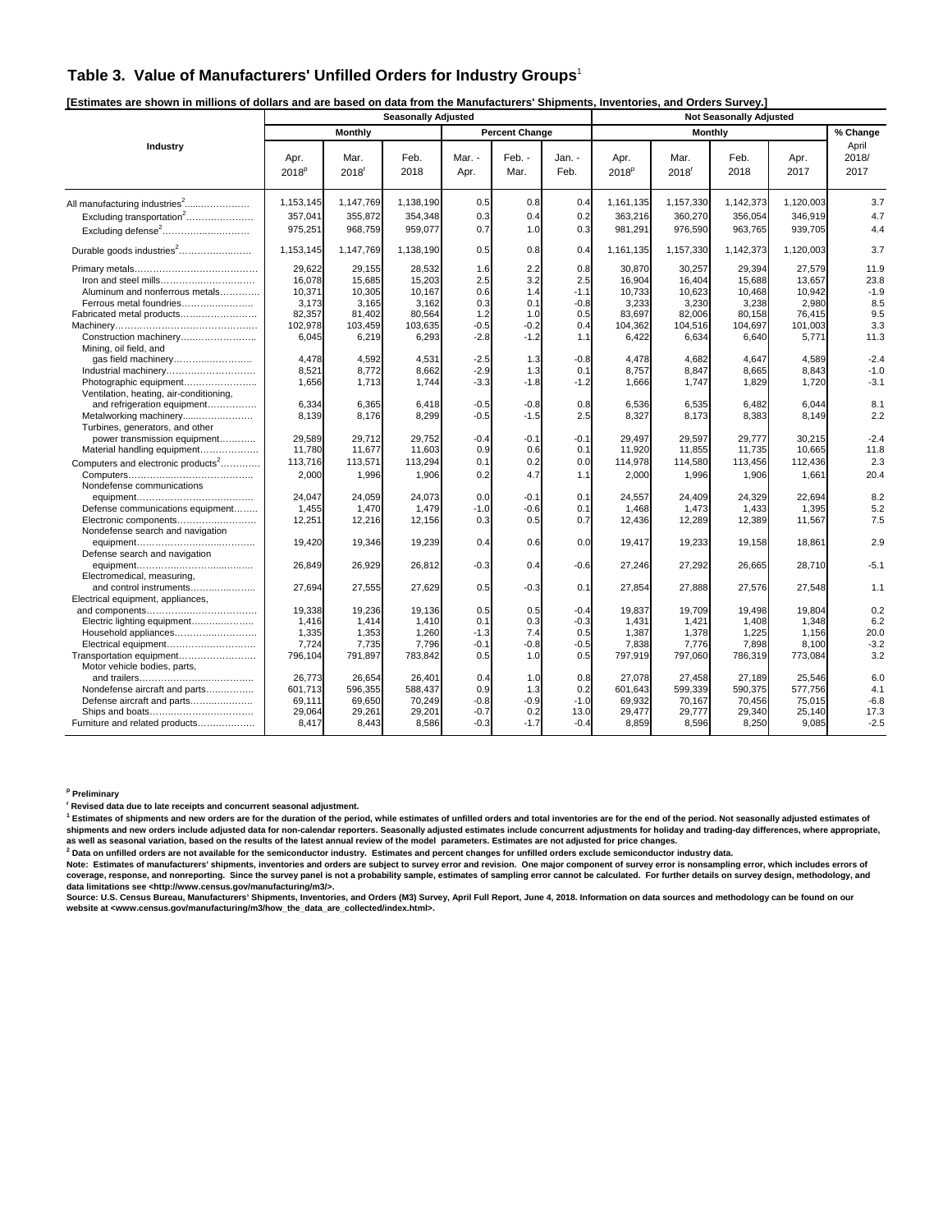## Table 3. Value of Manufacturers' Unfilled Orders for Industry Groups[1]

**[Estimates are shown in millions of dollars and are based on data from the Manufacturers' Shipments, Inventories, and Orders Survey.]**

| Industry | Seasonally Adjusted | | | | | | Not Seasonally Adjusted | | | | |
|---|---|---|---|---|---|---|---|---|---|---|---|
| | Monthly | | | Percent Change | | | Monthly | | | | % Change |
| | Apr. 2018[p] | Mar. 2018[r] | Feb. 2018 | Mar. - Apr. | Feb. - Mar. | Jan. - Feb. | Apr. 2018[p] | Mar. 2018[r] | Feb. 2018 | Apr. 2017 | April 2018/ 2017 |
| All manufacturing industries[2] | 1,153,145 | 1,147,769 | 1,138,190 | 0.5 | 0.8 | 0.4 | 1,161,135 | 1,157,330 | 1,142,373 | 1,120,003 | 3.7 |
| Excluding transportation[2] | 357,041 | 355,872 | 354,348 | 0.3 | 0.4 | 0.2 | 363,216 | 360,270 | 356,054 | 346,919 | 4.7 |
| Excluding defense[2] | 975,251 | 968,759 | 959,077 | 0.7 | 1.0 | 0.3 | 981,291 | 976,590 | 963,765 | 939,705 | 4.4 |
| Durable goods industries[2] | 1,153,145 | 1,147,769 | 1,138,190 | 0.5 | 0.8 | 0.4 | 1,161,135 | 1,157,330 | 1,142,373 | 1,120,003 | 3.7 |
| Primary metals | 29,622 | 29,155 | 28,532 | 1.6 | 2.2 | 0.8 | 30,870 | 30,257 | 29,394 | 27,579 | 11.9 |
| Iron and steel mills | 16,078 | 15,685 | 15,203 | 2.5 | 3.2 | 2.5 | 16,904 | 16,404 | 15,688 | 13,657 | 23.8 |
| Aluminum and nonferrous metals | 10,371 | 10,305 | 10,167 | 0.6 | 1.4 | -1.1 | 10,733 | 10,623 | 10,468 | 10,942 | -1.9 |
| Ferrous metal foundries | 3,173 | 3,165 | 3,162 | 0.3 | 0.1 | -0.8 | 3,233 | 3,230 | 3,238 | 2,980 | 8.5 |
| Fabricated metal products | 82,357 | 81,402 | 80,564 | 1.2 | 1.0 | 0.5 | 83,697 | 82,006 | 80,158 | 76,415 | 9.5 |
| Machinery | 102,978 | 103,459 | 103,635 | -0.5 | -0.2 | 0.4 | 104,362 | 104,516 | 104,697 | 101,003 | 3.3 |
| Construction machinery | 6,045 | 6,219 | 6,293 | -2.8 | -1.2 | 1.1 | 6,422 | 6,634 | 6,640 | 5,771 | 11.3 |
| Mining, oil field, and gas field machinery | 4,478 | 4,592 | 4,531 | -2.5 | 1.3 | -0.8 | 4,478 | 4,682 | 4,647 | 4,589 | -2.4 |
| Industrial machinery | 8,521 | 8,772 | 8,662 | -2.9 | 1.3 | 0.1 | 8,757 | 8,847 | 8,665 | 8,843 | -1.0 |
| Photographic equipment | 1,656 | 1,713 | 1,744 | -3.3 | -1.8 | -1.2 | 1,666 | 1,747 | 1,829 | 1,720 | -3.1 |
| Ventilation, heating, air-conditioning, and refrigeration equipment | 6,334 | 6,365 | 6,418 | -0.5 | -0.8 | 0.8 | 6,536 | 6,535 | 6,482 | 6,044 | 8.1 |
| Metalworking machinery | 8,139 | 8,176 | 8,299 | -0.5 | -1.5 | 2.5 | 8,327 | 8,173 | 8,383 | 8,149 | 2.2 |
| Turbines, generators, and other power transmission equipment | 29,589 | 29,712 | 29,752 | -0.4 | -0.1 | -0.1 | 29,497 | 29,597 | 29,777 | 30,215 | -2.4 |
| Material handling equipment | 11,780 | 11,677 | 11,603 | 0.9 | 0.6 | 0.1 | 11,920 | 11,855 | 11,735 | 10,665 | 11.8 |
| Computers and electronic products[2] | 113,716 | 113,571 | 113,294 | 0.1 | 0.2 | 0.0 | 114,978 | 114,580 | 113,456 | 112,436 | 2.3 |
| Computers | 2,000 | 1,996 | 1,906 | 0.2 | 4.7 | 1.1 | 2,000 | 1,996 | 1,906 | 1,661 | 20.4 |
| Nondefense communications equipment | 24,047 | 24,059 | 24,073 | 0.0 | -0.1 | 0.1 | 24,557 | 24,409 | 24,329 | 22,694 | 8.2 |
| Defense communications equipment | 1,455 | 1,470 | 1,479 | -1.0 | -0.6 | 0.1 | 1,468 | 1,473 | 1,433 | 1,395 | 5.2 |
| Electronic components | 12,251 | 12,216 | 12,156 | 0.3 | 0.5 | 0.7 | 12,436 | 12,289 | 12,389 | 11,567 | 7.5 |
| Nondefense search and navigation equipment | 19,420 | 19,346 | 19,239 | 0.4 | 0.6 | 0.0 | 19,417 | 19,233 | 19,158 | 18,861 | 2.9 |
| Defense search and navigation equipment | 26,849 | 26,929 | 26,812 | -0.3 | 0.4 | -0.6 | 27,246 | 27,292 | 26,665 | 28,710 | -5.1 |
| Electromedical, measuring, and control instruments | 27,694 | 27,555 | 27,629 | 0.5 | -0.3 | 0.1 | 27,854 | 27,888 | 27,576 | 27,548 | 1.1 |
| Electrical equipment, appliances, and components | 19,338 | 19,236 | 19,136 | 0.5 | 0.5 | -0.4 | 19,837 | 19,709 | 19,498 | 19,804 | 0.2 |
| Electric lighting equipment | 1,416 | 1,414 | 1,410 | 0.1 | 0.3 | -0.3 | 1,431 | 1,421 | 1,408 | 1,348 | 6.2 |
| Household appliances | 1,335 | 1,353 | 1,260 | -1.3 | 7.4 | 0.5 | 1,387 | 1,378 | 1,225 | 1,156 | 20.0 |
| Electrical equipment | 7,724 | 7,735 | 7,796 | -0.1 | -0.8 | -0.5 | 7,838 | 7,776 | 7,898 | 8,100 | -3.2 |
| Transportation equipment | 796,104 | 791,897 | 783,842 | 0.5 | 1.0 | 0.5 | 797,919 | 797,060 | 786,319 | 773,084 | 3.2 |
| Motor vehicle bodies, parts, and trailers | 26,773 | 26,654 | 26,401 | 0.4 | 1.0 | 0.8 | 27,078 | 27,458 | 27,189 | 25,546 | 6.0 |
| Nondefense aircraft and parts | 601,713 | 596,355 | 588,437 | 0.9 | 1.3 | 0.2 | 601,643 | 599,339 | 590,375 | 577,756 | 4.1 |
| Defense aircraft and parts | 69,111 | 69,650 | 70,249 | -0.8 | -0.9 | -1.0 | 69,932 | 70,167 | 70,456 | 75,015 | -6.8 |
| Ships and boats | 29,064 | 29,261 | 29,201 | -0.7 | 0.2 | 13.0 | 29,477 | 29,777 | 29,340 | 25,140 | 17.3 |
| Furniture and related products | 8,417 | 8,443 | 8,586 | -0.3 | -1.7 | -0.4 | 8,859 | 8,596 | 8,250 | 9,085 | -2.5 |

**[p] Preliminary**

**[r] Revised data due to late receipts and concurrent seasonal adjustment.**

**[1] Estimates of shipments and new orders are for the duration of the period, while estimates of unfilled orders and total inventories are for the end of the period. Not seasonally adjusted estimates of shipments and new orders include adjusted data for non-calendar reporters. Seasonally adjusted estimates include concurrent adjustments for holiday and trading-day differences, where appropriate, as well as seasonal variation, based on the results of the latest annual review of the model parameters. Estimates are not adjusted for price changes.**

**[2] Data on unfilled orders are not available for the semiconductor industry. Estimates and percent changes for unfilled orders exclude semiconductor industry data.**

**Note: Estimates of manufacturers' shipments, inventories and orders are subject to survey error and revision. One major component of survey error is nonsampling error, which includes errors of coverage, response, and nonreporting. Since the survey panel is not a probability sample, estimates of sampling error cannot be calculated. For further details on survey design, methodology, and data limitations see <http://www.census.gov/manufacturing/m3/>.**

**Source: U.S. Census Bureau, Manufacturers' Shipments, Inventories, and Orders (M3) Survey, April Full Report, June 4, 2018. Information on data sources and methodology can be found on our website at <www.census.gov/manufacturing/m3/how_the_data_are_collected/index.html>.**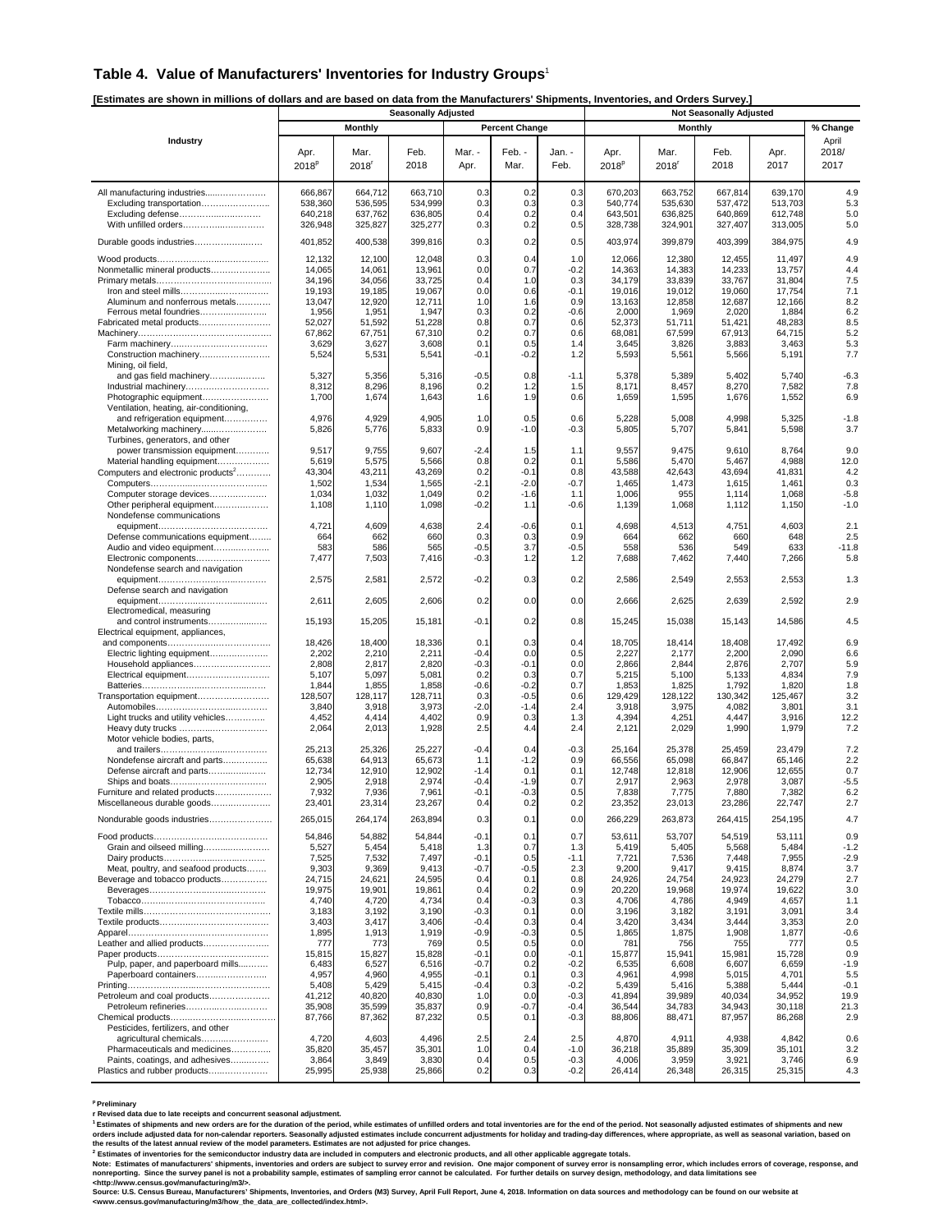## Table 4. Value of Manufacturers' Inventories for Industry Groups[1]

**[Estimates are shown in millions of dollars and are based on data from the Manufacturers' Shipments, Inventories, and Orders Survey.]**

| Industry | Seasonally Adjusted | | | | | | Not Seasonally Adjusted | | | | |
|---|---|---|---|---|---|---|---|---|---|---|---|
| | Monthly | | | Percent Change | | | Monthly | | | | % Change |
| | Apr. 2018[p] | Mar. 2018[r] | Feb. 2018 | Mar. - Apr. | Feb. - Mar. | Jan. - Feb. | Apr. 2018[p] | Mar. 2018[r] | Feb. 2018 | Apr. 2017 | April 2018/ 2017 |
| All manufacturing industries | 666,867 | 664,712 | 663,710 | 0.3 | 0.2 | 0.3 | 670,203 | 663,752 | 667,814 | 639,170 | 4.9 |
| Excluding transportation | 538,360 | 536,595 | 534,999 | 0.3 | 0.3 | 0.3 | 540,774 | 535,630 | 537,472 | 513,703 | 5.3 |
| Excluding defense | 640,218 | 637,762 | 636,805 | 0.4 | 0.2 | 0.4 | 643,501 | 636,825 | 640,869 | 612,748 | 5.0 |
| With unfilled orders | 326,948 | 325,827 | 325,277 | 0.3 | 0.2 | 0.5 | 328,738 | 324,901 | 327,407 | 313,005 | 5.0 |
| Durable goods industries | 401,852 | 400,538 | 399,816 | 0.3 | 0.2 | 0.5 | 403,974 | 399,879 | 403,399 | 384,975 | 4.9 |
| Wood products | 12,132 | 12,100 | 12,048 | 0.3 | 0.4 | 1.0 | 12,066 | 12,380 | 12,455 | 11,497 | 4.9 |
| Nonmetallic mineral products | 14,065 | 14,061 | 13,961 | 0.0 | 0.7 | -0.2 | 14,363 | 14,383 | 14,233 | 13,757 | 4.4 |
| Primary metals | 34,196 | 34,056 | 33,725 | 0.4 | 1.0 | 0.3 | 34,179 | 33,839 | 33,767 | 31,804 | 7.5 |
| Iron and steel mills | 19,193 | 19,185 | 19,067 | 0.0 | 0.6 | -0.1 | 19,016 | 19,012 | 19,060 | 17,754 | 7.1 |
| Aluminum and nonferrous metals | 13,047 | 12,920 | 12,711 | 1.0 | 1.6 | 0.9 | 13,163 | 12,858 | 12,687 | 12,166 | 8.2 |
| Ferrous metal foundries | 1,956 | 1,951 | 1,947 | 0.3 | 0.2 | -0.6 | 2,000 | 1,969 | 2,020 | 1,884 | 6.2 |
| Fabricated metal products | 52,027 | 51,592 | 51,228 | 0.8 | 0.7 | 0.6 | 52,373 | 51,711 | 51,421 | 48,283 | 8.5 |
| Machinery | 67,862 | 67,751 | 67,310 | 0.2 | 0.7 | 0.6 | 68,081 | 67,599 | 67,913 | 64,715 | 5.2 |
| Farm machinery | 3,629 | 3,627 | 3,608 | 0.1 | 0.5 | 1.4 | 3,645 | 3,826 | 3,883 | 3,463 | 5.3 |
| Construction machinery | 5,524 | 5,531 | 5,541 | -0.1 | -0.2 | 1.2 | 5,593 | 5,561 | 5,566 | 5,191 | 7.7 |
| Mining, oil field, and gas field machinery | 5,327 | 5,356 | 5,316 | -0.5 | 0.8 | -1.1 | 5,378 | 5,389 | 5,402 | 5,740 | -6.3 |
| Industrial machinery | 8,312 | 8,296 | 8,196 | 0.2 | 1.2 | 1.5 | 8,171 | 8,457 | 8,270 | 7,582 | 7.8 |
| Photographic equipment | 1,700 | 1,674 | 1,643 | 1.6 | 1.9 | 0.6 | 1,659 | 1,595 | 1,676 | 1,552 | 6.9 |
| Ventilation, heating, air-conditioning, and refrigeration equipment | 4,976 | 4,929 | 4,905 | 1.0 | 0.5 | 0.6 | 5,228 | 5,008 | 4,998 | 5,325 | -1.8 |
| Metalworking machinery | 5,826 | 5,776 | 5,833 | 0.9 | -1.0 | -0.3 | 5,805 | 5,707 | 5,841 | 5,598 | 3.7 |
| Turbines, generators, and other power transmission equipment | 9,517 | 9,755 | 9,607 | -2.4 | 1.5 | 1.1 | 9,557 | 9,475 | 9,610 | 8,764 | 9.0 |
| Material handling equipment | 5,619 | 5,575 | 5,566 | 0.8 | 0.2 | 0.1 | 5,586 | 5,470 | 5,467 | 4,988 | 12.0 |
| Computers and electronic products[2] | 43,304 | 43,211 | 43,269 | 0.2 | -0.1 | 0.8 | 43,588 | 42,643 | 43,694 | 41,831 | 4.2 |
| Computers | 1,502 | 1,534 | 1,565 | -2.1 | -2.0 | -0.7 | 1,465 | 1,473 | 1,615 | 1,461 | 0.3 |
| Computer storage devices | 1,034 | 1,032 | 1,049 | 0.2 | -1.6 | 1.1 | 1,006 | 955 | 1,114 | 1,068 | -5.8 |
| Other peripheral equipment | 1,108 | 1,110 | 1,098 | -0.2 | 1.1 | -0.6 | 1,139 | 1,068 | 1,112 | 1,150 | -1.0 |
| Nondefense communications equipment | 4,721 | 4,609 | 4,638 | 2.4 | -0.6 | 0.1 | 4,698 | 4,513 | 4,751 | 4,603 | 2.1 |
| Defense communications equipment | 664 | 662 | 660 | 0.3 | 0.3 | 0.9 | 664 | 662 | 660 | 648 | 2.5 |
| Audio and video equipment | 583 | 586 | 565 | -0.5 | 3.7 | -0.5 | 558 | 536 | 549 | 633 | -11.8 |
| Electronic components | 7,477 | 7,503 | 7,416 | -0.3 | 1.2 | 1.2 | 7,688 | 7,462 | 7,440 | 7,266 | 5.8 |
| Nondefense search and navigation equipment | 2,575 | 2,581 | 2,572 | -0.2 | 0.3 | 0.2 | 2,586 | 2,549 | 2,553 | 2,553 | 1.3 |
| Defense search and navigation equipment | 2,611 | 2,605 | 2,606 | 0.2 | 0.0 | 0.0 | 2,666 | 2,625 | 2,639 | 2,592 | 2.9 |
| Electromedical, measuring and control instruments | 15,193 | 15,205 | 15,181 | -0.1 | 0.2 | 0.8 | 15,245 | 15,038 | 15,143 | 14,586 | 4.5 |
| Electrical equipment, appliances, and components | 18,426 | 18,400 | 18,336 | 0.1 | 0.3 | 0.4 | 18,705 | 18,414 | 18,408 | 17,492 | 6.9 |
| Electric lighting equipment | 2,202 | 2,210 | 2,211 | -0.4 | 0.0 | 0.5 | 2,227 | 2,177 | 2,200 | 2,090 | 6.6 |
| Household appliances | 2,808 | 2,817 | 2,820 | -0.3 | -0.1 | 0.0 | 2,866 | 2,844 | 2,876 | 2,707 | 5.9 |
| Electrical equipment | 5,107 | 5,097 | 5,081 | 0.2 | 0.3 | 0.7 | 5,215 | 5,100 | 5,133 | 4,834 | 7.9 |
| Batteries | 1,844 | 1,855 | 1,858 | -0.6 | -0.2 | 0.7 | 1,853 | 1,825 | 1,792 | 1,820 | 1.8 |
| Transportation equipment | 128,507 | 128,117 | 128,711 | 0.3 | -0.5 | 0.6 | 129,429 | 128,122 | 130,342 | 125,467 | 3.2 |
| Automobiles | 3,840 | 3,918 | 3,973 | -2.0 | -1.4 | 2.4 | 3,918 | 3,975 | 4,082 | 3,801 | 3.1 |
| Light trucks and utility vehicles | 4,452 | 4,414 | 4,402 | 0.9 | 0.3 | 1.3 | 4,394 | 4,251 | 4,447 | 3,916 | 12.2 |
| Heavy duty trucks | 2,064 | 2,013 | 1,928 | 2.5 | 4.4 | 2.4 | 2,121 | 2,029 | 1,990 | 1,979 | 7.2 |
| Motor vehicle bodies, parts, and trailers | 25,213 | 25,326 | 25,227 | -0.4 | 0.4 | -0.3 | 25,164 | 25,378 | 25,459 | 23,479 | 7.2 |
| Nondefense aircraft and parts | 65,638 | 64,913 | 65,673 | 1.1 | -1.2 | 0.9 | 66,556 | 65,098 | 66,847 | 65,146 | 2.2 |
| Defense aircraft and parts | 12,734 | 12,910 | 12,902 | -1.4 | 0.1 | 0.1 | 12,748 | 12,818 | 12,906 | 12,655 | 0.7 |
| Ships and boats | 2,905 | 2,918 | 2,974 | -0.4 | -1.9 | 0.7 | 2,917 | 2,963 | 2,978 | 3,087 | -5.5 |
| Furniture and related products | 7,932 | 7,936 | 7,961 | -0.1 | -0.3 | 0.5 | 7,838 | 7,775 | 7,880 | 7,382 | 6.2 |
| Miscellaneous durable goods | 23,401 | 23,314 | 23,267 | 0.4 | 0.2 | 0.2 | 23,352 | 23,013 | 23,286 | 22,747 | 2.7 |
| Nondurable goods industries | 265,015 | 264,174 | 263,894 | 0.3 | 0.1 | 0.0 | 266,229 | 263,873 | 264,415 | 254,195 | 4.7 |
| Food products | 54,846 | 54,882 | 54,844 | -0.1 | 0.1 | 0.7 | 53,611 | 53,707 | 54,519 | 53,111 | 0.9 |
| Grain and oilseed milling | 5,527 | 5,454 | 5,418 | 1.3 | 0.7 | 1.3 | 5,419 | 5,405 | 5,568 | 5,484 | -1.2 |
| Dairy products | 7,525 | 7,532 | 7,497 | -0.1 | 0.5 | -1.1 | 7,721 | 7,536 | 7,448 | 7,955 | -2.9 |
| Meat, poultry, and seafood products | 9,303 | 9,369 | 9,413 | -0.7 | -0.5 | 2.3 | 9,200 | 9,417 | 9,415 | 8,874 | 3.7 |
| Beverage and tobacco products | 24,715 | 24,621 | 24,595 | 0.4 | 0.1 | 0.8 | 24,926 | 24,754 | 24,923 | 24,279 | 2.7 |
| Beverages | 19,975 | 19,901 | 19,861 | 0.4 | 0.2 | 0.9 | 20,220 | 19,968 | 19,974 | 19,622 | 3.0 |
| Tobacco | 4,740 | 4,720 | 4,734 | 0.4 | -0.3 | 0.3 | 4,706 | 4,786 | 4,949 | 4,657 | 1.1 |
| Textile mills | 3,183 | 3,192 | 3,190 | -0.3 | 0.1 | 0.0 | 3,196 | 3,182 | 3,191 | 3,091 | 3.4 |
| Textile products | 3,403 | 3,417 | 3,406 | -0.4 | 0.3 | 0.4 | 3,420 | 3,434 | 3,444 | 3,353 | 2.0 |
| Apparel | 1,895 | 1,913 | 1,919 | -0.9 | -0.3 | 0.5 | 1,865 | 1,875 | 1,908 | 1,877 | -0.6 |
| Leather and allied products | 777 | 773 | 769 | 0.5 | 0.5 | 0.0 | 781 | 756 | 755 | 777 | 0.5 |
| Paper products | 15,815 | 15,827 | 15,828 | -0.1 | 0.0 | -0.1 | 15,877 | 15,941 | 15,981 | 15,728 | 0.9 |
| Pulp, paper, and paperboard mills | 6,483 | 6,527 | 6,516 | -0.7 | 0.2 | -0.2 | 6,535 | 6,608 | 6,607 | 6,659 | -1.9 |
| Paperboard containers | 4,957 | 4,960 | 4,955 | -0.1 | 0.1 | 0.3 | 4,961 | 4,998 | 5,015 | 4,701 | 5.5 |
| Printing | 5,408 | 5,429 | 5,415 | -0.4 | 0.3 | -0.2 | 5,439 | 5,416 | 5,388 | 5,444 | -0.1 |
| Petroleum and coal products | 41,212 | 40,820 | 40,830 | 1.0 | 0.0 | -0.3 | 41,894 | 39,989 | 40,034 | 34,952 | 19.9 |
| Petroleum refineries | 35,908 | 35,599 | 35,837 | 0.9 | -0.7 | -0.4 | 36,544 | 34,783 | 34,943 | 30,118 | 21.3 |
| Chemical products | 87,766 | 87,362 | 87,232 | 0.5 | 0.1 | -0.3 | 88,806 | 88,471 | 87,957 | 86,268 | 2.9 |
| Pesticides, fertilizers, and other agricultural chemicals | 4,720 | 4,603 | 4,496 | 2.5 | 2.4 | 2.5 | 4,870 | 4,911 | 4,938 | 4,842 | 0.6 |
| Pharmaceuticals and medicines | 35,820 | 35,457 | 35,301 | 1.0 | 0.4 | -1.0 | 36,218 | 35,889 | 35,309 | 35,101 | 3.2 |
| Paints, coatings, and adhesives | 3,864 | 3,849 | 3,830 | 0.4 | 0.5 | -0.3 | 4,006 | 3,959 | 3,921 | 3,746 | 6.9 |
| Plastics and rubber products | 25,995 | 25,938 | 25,866 | 0.2 | 0.3 | -0.2 | 26,414 | 26,348 | 26,315 | 25,315 | 4.3 |

**[p] Preliminary**

**r Revised data due to late receipts and concurrent seasonal adjustment.**

**[1] Estimates of shipments and new orders are for the duration of the period, while estimates of unfilled orders and total inventories are for the end of the period. Not seasonally adjusted estimates of shipments and new orders include adjusted data for non-calendar reporters. Seasonally adjusted estimates include concurrent adjustments for holiday and trading-day differences, where appropriate, as well as seasonal variation, based on the results of the latest annual review of the model parameters. Estimates are not adjusted for price changes.**

**[2] Estimates of inventories for the semiconductor industry data are included in computers and electronic products, and all other applicable aggregate totals.**

**Note: Estimates of manufacturers' shipments, inventories and orders are subject to survey error and revision. One major component of survey error is nonsampling error, which includes errors of coverage, response, and nonreporting. Since the survey panel is not a probability sample, estimates of sampling error cannot be calculated. For further details on survey design, methodology, and data limitations see <http://www.census.gov/manufacturing/m3/>.**

**Source: U.S. Census Bureau, Manufacturers' Shipments, Inventories, and Orders (M3) Survey, April Full Report, June 4, 2018. Information on data sources and methodology can be found on our website at <www.census.gov/manufacturing/m3/how_the_data_are_collected/index.html>.**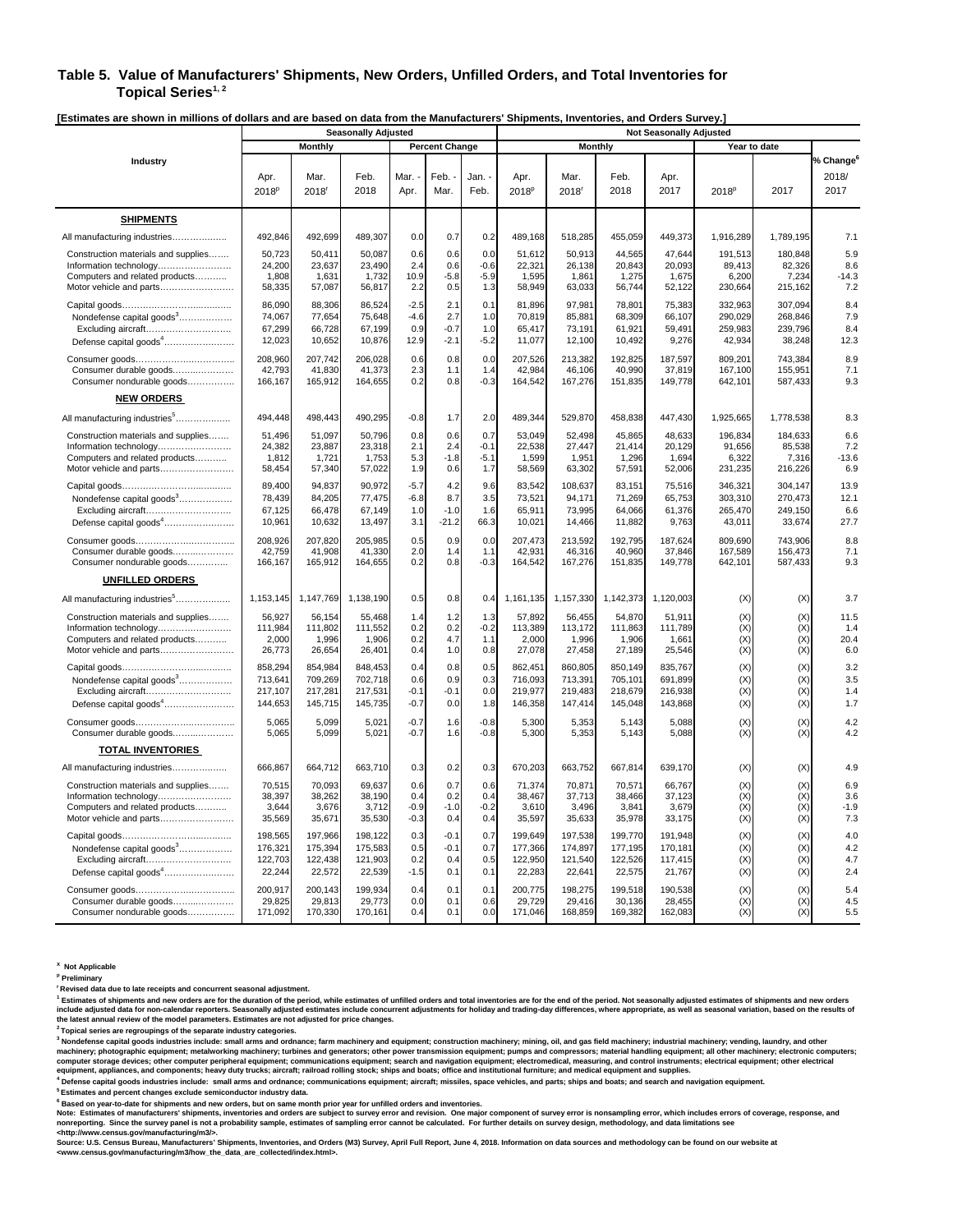## Table 5. Value of Manufacturers' Shipments, New Orders, Unfilled Orders, and Total Inventories for Topical Series[1, 2]

**[Estimates are shown in millions of dollars and are based on data from the Manufacturers' Shipments, Inventories, and Orders Survey.]**

| Industry | Seasonally Adjusted | | | | | | Not Seasonally Adjusted | | | | | | |
|---|---|---|---|---|---|---|---|---|---|---|---|---|---|
| | Monthly | | | Percent Change | | | Monthly | | | | Year to date | | |
| | Apr. 2018[p] | Mar. 2018[r] | Feb. 2018 | Mar. - Apr. | Feb. - Mar. | Jan. - Feb. | Apr. 2018[p] | Mar. 2018[r] | Feb. 2018 | Apr. 2017 | 2018[p] | 2017 | % Change[6] 2018/ 2017 |
| **SHIPMENTS** | | | | | | | | | | | | | |
| All manufacturing industries | 492,846 | 492,699 | 489,307 | 0.0 | 0.7 | 0.2 | 489,168 | 518,285 | 455,059 | 449,373 | 1,916,289 | 1,789,195 | 7.1 |
| Construction materials and supplies | 50,723 | 50,411 | 50,087 | 0.6 | 0.6 | 0.0 | 51,612 | 50,913 | 44,565 | 47,644 | 191,513 | 180,848 | 5.9 |
| Information technology | 24,200 | 23,637 | 23,490 | 2.4 | 0.6 | -0.6 | 22,321 | 26,138 | 20,843 | 20,093 | 89,413 | 82,326 | 8.6 |
| Computers and related products | 1,808 | 1,631 | 1,732 | 10.9 | -5.8 | -5.9 | 1,595 | 1,861 | 1,275 | 1,675 | 6,200 | 7,234 | -14.3 |
| Motor vehicle and parts | 58,335 | 57,087 | 56,817 | 2.2 | 0.5 | 1.3 | 58,949 | 63,033 | 56,744 | 52,122 | 230,664 | 215,162 | 7.2 |
| Capital goods | 86,090 | 88,306 | 86,524 | -2.5 | 2.1 | 0.1 | 81,896 | 97,981 | 78,801 | 75,383 | 332,963 | 307,094 | 8.4 |
| Nondefense capital goods[3] | 74,067 | 77,654 | 75,648 | -4.6 | 2.7 | 1.0 | 70,819 | 85,881 | 68,309 | 66,107 | 290,029 | 268,846 | 7.9 |
| Excluding aircraft | 67,299 | 66,728 | 67,199 | 0.9 | -0.7 | 1.0 | 65,417 | 73,191 | 61,921 | 59,491 | 259,983 | 239,796 | 8.4 |
| Defense capital goods[4] | 12,023 | 10,652 | 10,876 | 12.9 | -2.1 | -5.2 | 11,077 | 12,100 | 10,492 | 9,276 | 42,934 | 38,248 | 12.3 |
| Consumer goods | 208,960 | 207,742 | 206,028 | 0.6 | 0.8 | 0.0 | 207,526 | 213,382 | 192,825 | 187,597 | 809,201 | 743,384 | 8.9 |
| Consumer durable goods | 42,793 | 41,830 | 41,373 | 2.3 | 1.1 | 1.4 | 42,984 | 46,106 | 40,990 | 37,819 | 167,100 | 155,951 | 7.1 |
| Consumer nondurable goods | 166,167 | 165,912 | 164,655 | 0.2 | 0.8 | -0.3 | 164,542 | 167,276 | 151,835 | 149,778 | 642,101 | 587,433 | 9.3 |
| **NEW ORDERS** | | | | | | | | | | | | | |
| All manufacturing industries[5] | 494,448 | 498,443 | 490,295 | -0.8 | 1.7 | 2.0 | 489,344 | 529,870 | 458,838 | 447,430 | 1,925,665 | 1,778,538 | 8.3 |
| Construction materials and supplies | 51,496 | 51,097 | 50,796 | 0.8 | 0.6 | 0.7 | 53,049 | 52,498 | 45,865 | 48,633 | 196,834 | 184,633 | 6.6 |
| Information technology | 24,382 | 23,887 | 23,318 | 2.1 | 2.4 | -0.1 | 22,538 | 27,447 | 21,414 | 20,129 | 91,656 | 85,538 | 7.2 |
| Computers and related products | 1,812 | 1,721 | 1,753 | 5.3 | -1.8 | -5.1 | 1,599 | 1,951 | 1,296 | 1,694 | 6,322 | 7,316 | -13.6 |
| Motor vehicle and parts | 58,454 | 57,340 | 57,022 | 1.9 | 0.6 | 1.7 | 58,569 | 63,302 | 57,591 | 52,006 | 231,235 | 216,226 | 6.9 |
| Capital goods | 89,400 | 94,837 | 90,972 | -5.7 | 4.2 | 9.6 | 83,542 | 108,637 | 83,151 | 75,516 | 346,321 | 304,147 | 13.9 |
| Nondefense capital goods[3] | 78,439 | 84,205 | 77,475 | -6.8 | 8.7 | 3.5 | 73,521 | 94,171 | 71,269 | 65,753 | 303,310 | 270,473 | 12.1 |
| Excluding aircraft | 67,125 | 66,478 | 67,149 | 1.0 | -1.0 | 1.6 | 65,911 | 73,995 | 64,066 | 61,376 | 265,470 | 249,150 | 6.6 |
| Defense capital goods[4] | 10,961 | 10,632 | 13,497 | 3.1 | -21.2 | 66.3 | 10,021 | 14,466 | 11,882 | 9,763 | 43,011 | 33,674 | 27.7 |
| Consumer goods | 208,926 | 207,820 | 205,985 | 0.5 | 0.9 | 0.0 | 207,473 | 213,592 | 192,795 | 187,624 | 809,690 | 743,906 | 8.8 |
| Consumer durable goods | 42,759 | 41,908 | 41,330 | 2.0 | 1.4 | 1.1 | 42,931 | 46,316 | 40,960 | 37,846 | 167,589 | 156,473 | 7.1 |
| Consumer nondurable goods | 166,167 | 165,912 | 164,655 | 0.2 | 0.8 | -0.3 | 164,542 | 167,276 | 151,835 | 149,778 | 642,101 | 587,433 | 9.3 |
| **UNFILLED ORDERS** | | | | | | | | | | | | | |
| All manufacturing industries[5] | 1,153,145 | 1,147,769 | 1,138,190 | 0.5 | 0.8 | 0.4 | 1,161,135 | 1,157,330 | 1,142,373 | 1,120,003 | (X) | (X) | 3.7 |
| Construction materials and supplies | 56,927 | 56,154 | 55,468 | 1.4 | 1.2 | 1.3 | 57,892 | 56,455 | 54,870 | 51,911 | (X) | (X) | 11.5 |
| Information technology | 111,984 | 111,802 | 111,552 | 0.2 | 0.2 | -0.2 | 113,389 | 113,172 | 111,863 | 111,789 | (X) | (X) | 1.4 |
| Computers and related products | 2,000 | 1,996 | 1,906 | 0.2 | 4.7 | 1.1 | 2,000 | 1,996 | 1,906 | 1,661 | (X) | (X) | 20.4 |
| Motor vehicle and parts | 26,773 | 26,654 | 26,401 | 0.4 | 1.0 | 0.8 | 27,078 | 27,458 | 27,189 | 25,546 | (X) | (X) | 6.0 |
| Capital goods | 858,294 | 854,984 | 848,453 | 0.4 | 0.8 | 0.5 | 862,451 | 860,805 | 850,149 | 835,767 | (X) | (X) | 3.2 |
| Nondefense capital goods[3] | 713,641 | 709,269 | 702,718 | 0.6 | 0.9 | 0.3 | 716,093 | 713,391 | 705,101 | 691,899 | (X) | (X) | 3.5 |
| Excluding aircraft | 217,107 | 217,281 | 217,531 | -0.1 | -0.1 | 0.0 | 219,977 | 219,483 | 218,679 | 216,938 | (X) | (X) | 1.4 |
| Defense capital goods[4] | 144,653 | 145,715 | 145,735 | -0.7 | 0.0 | 1.8 | 146,358 | 147,414 | 145,048 | 143,868 | (X) | (X) | 1.7 |
| Consumer goods | 5,065 | 5,099 | 5,021 | -0.7 | 1.6 | -0.8 | 5,300 | 5,353 | 5,143 | 5,088 | (X) | (X) | 4.2 |
| Consumer durable goods | 5,065 | 5,099 | 5,021 | -0.7 | 1.6 | -0.8 | 5,300 | 5,353 | 5,143 | 5,088 | (X) | (X) | 4.2 |
| **TOTAL INVENTORIES** | | | | | | | | | | | | | |
| All manufacturing industries | 666,867 | 664,712 | 663,710 | 0.3 | 0.2 | 0.3 | 670,203 | 663,752 | 667,814 | 639,170 | (X) | (X) | 4.9 |
| Construction materials and supplies | 70,515 | 70,093 | 69,637 | 0.6 | 0.7 | 0.6 | 71,374 | 70,871 | 70,571 | 66,767 | (X) | (X) | 6.9 |
| Information technology | 38,397 | 38,262 | 38,190 | 0.4 | 0.2 | 0.4 | 38,467 | 37,713 | 38,466 | 37,123 | (X) | (X) | 3.6 |
| Computers and related products | 3,644 | 3,676 | 3,712 | -0.9 | -1.0 | -0.2 | 3,610 | 3,496 | 3,841 | 3,679 | (X) | (X) | -1.9 |
| Motor vehicle and parts | 35,569 | 35,671 | 35,530 | -0.3 | 0.4 | 0.4 | 35,597 | 35,633 | 35,978 | 33,175 | (X) | (X) | 7.3 |
| Capital goods | 198,565 | 197,966 | 198,122 | 0.3 | -0.1 | 0.7 | 199,649 | 197,538 | 199,770 | 191,948 | (X) | (X) | 4.0 |
| Nondefense capital goods[3] | 176,321 | 175,394 | 175,583 | 0.5 | -0.1 | 0.7 | 177,366 | 174,897 | 177,195 | 170,181 | (X) | (X) | 4.2 |
| Excluding aircraft | 122,703 | 122,438 | 121,903 | 0.2 | 0.4 | 0.5 | 122,950 | 121,540 | 122,565 | 117,415 | (X) | (X) | 4.7 |
| Defense capital goods[4] | 22,244 | 22,572 | 22,539 | -1.5 | 0.1 | 0.1 | 22,283 | 22,641 | 22,575 | 21,767 | (X) | (X) | 2.4 |
| Consumer goods | 200,917 | 200,143 | 199,934 | 0.4 | 0.1 | 0.1 | 200,775 | 198,275 | 199,518 | 190,538 | (X) | (X) | 5.4 |
| Consumer durable goods | 29,825 | 29,813 | 29,773 | 0.0 | 0.1 | 0.6 | 29,729 | 29,416 | 30,136 | 28,455 | (X) | (X) | 4.5 |
| Consumer nondurable goods | 171,092 | 170,330 | 170,161 | 0.4 | 0.1 | 0.0 | 171,046 | 168,859 | 169,382 | 162,083 | (X) | (X) | 5.5 |

X Not Applicable

p Preliminary

r Revised data due to late receipts and concurrent seasonal adjustment.

[1] Estimates of shipments and new orders are for the duration of the period, while estimates of unfilled orders and total inventories are for the end of the period. Not seasonally adjusted estimates of shipments and new orders include adjusted data for non-calendar reporters. Seasonally adjusted estimates include concurrent adjustments for holiday and trading-day differences, where appropriate, as well as seasonal variation, based on the results of the latest annual review of the model parameters. Estimates are not adjusted for price changes.

[2] Topical series are regroupings of the separate industry categories.

[3] Nondefense capital goods industries include: small arms and ordnance; farm machinery and equipment; construction machinery; mining, oil, and gas field machinery; industrial machinery; vending, laundry, and other machinery; photographic equipment; metalworking machinery; turbines and generators; other power transmission equipment; pumps and compressors; material handling equipment; all other machinery; electronic computers; computer storage devices; other computer peripheral equipment; communications equipment; search and navigation equipment; electromedical, measuring, and control instruments; electrical equipment; other electrical equipment, appliances, and components; heavy duty trucks; aircraft; railroad rolling stock; ships and boats; office and institutional furniture; and medical equipment and supplies.

[4] Defense capital goods industries include: small arms and ordnance; communications equipment; aircraft; missiles, space vehicles, and parts; ships and boats; and search and navigation equipment.

[5] Estimates and percent changes exclude semiconductor industry data.

[6] Based on year-to-date for shipments and new orders, but on same month prior year for unfilled orders and inventories.

Note: Estimates of manufacturers' shipments, inventories and orders are subject to survey error and revision. One major component of survey error is nonsampling error, which includes errors of coverage, response, and nonreporting. Since the survey panel is not a probability sample, estimates of sampling error cannot be calculated. For further details on survey design, methodology, and data limitations see <http://www.census.gov/manufacturing/m3/>.

Source: U.S. Census Bureau, Manufacturers' Shipments, Inventories, and Orders (M3) Survey, April Full Report, June 4, 2018. Information on data sources and methodology can be found on our website at <www.census.gov/manufacturing/m3/how_the_data_are_collected/index.html>.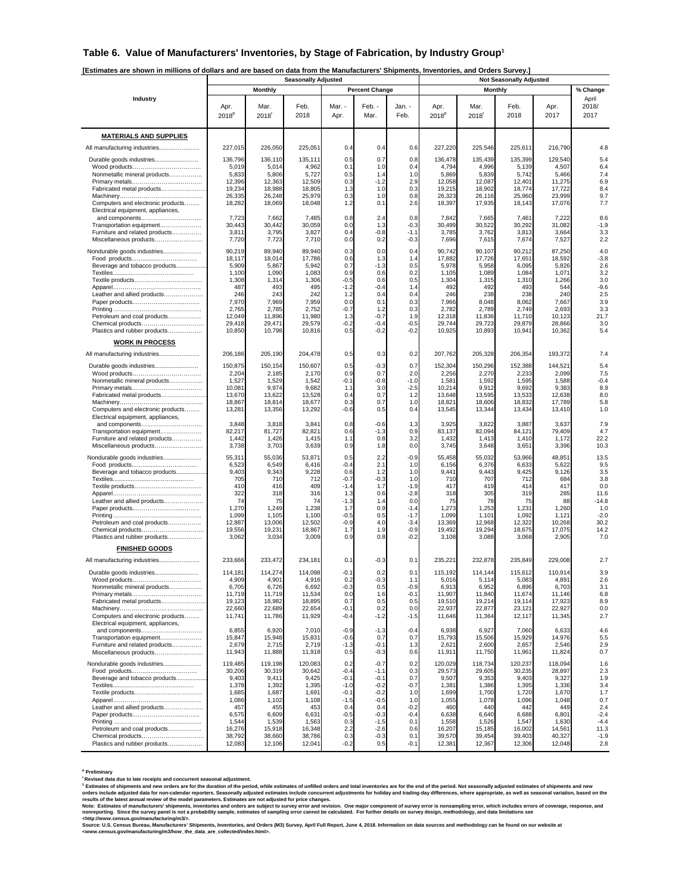## Table 6. Value of Manufacturers' Inventories, by Stage of Fabrication, by Industry Group[1]

**[Estimates are shown in millions of dollars and are based on data from the Manufacturers' Shipments, Inventories, and Orders Survey.]**

| Industry | Seasonally Adjusted | | | | | | Not Seasonally Adjusted | | | | |
|---|---|---|---|---|---|---|---|---|---|---|---|
| | Monthly | | | Percent Change | | | Monthly | | | | % Change |
| | Apr. 2018[p] | Mar. 2018[r] | Feb. 2018 | Mar. - Apr. | Feb. - Mar. | Jan. - Feb. | Apr. 2018[p] | Mar. 2018[r] | Feb. 2018 | Apr. 2017 | April 2018/ 2017 |
| **MATERIALS AND SUPPLIES** | | | | | | | | | | | |
| All manufacturing industries | 227,015 | 226,050 | 225,051 | 0.4 | 0.4 | 0.6 | 227,220 | 225,546 | 225,611 | 216,790 | 4.8 |
| Durable goods industries | 136,796 | 136,110 | 135,111 | 0.5 | 0.7 | 0.8 | 136,478 | 135,439 | 135,399 | 129,540 | 5.4 |
| Wood products | 5,019 | 5,014 | 4,962 | 0.1 | 1.0 | 0.4 | 4,794 | 4,996 | 5,139 | 4,507 | 6.4 |
| Nonmetallic mineral products | 5,833 | 5,806 | 5,727 | 0.5 | 1.4 | 1.0 | 5,869 | 5,839 | 5,742 | 5,466 | 7.4 |
| Primary metals | 12,396 | 12,363 | 12,509 | 0.3 | -1.2 | 2.9 | 12,058 | 12,087 | 12,401 | 11,275 | 6.9 |
| Fabricated metal products | 19,234 | 18,988 | 18,805 | 1.3 | 1.0 | 0.3 | 19,215 | 18,902 | 18,774 | 17,722 | 8.4 |
| Machinery | 26,335 | 26,248 | 25,979 | 0.3 | 1.0 | 0.8 | 26,323 | 26,116 | 25,960 | 23,999 | 9.7 |
| Computers and electronic products | 18,282 | 18,069 | 18,048 | 1.2 | 0.1 | 2.6 | 18,397 | 17,935 | 18,143 | 17,076 | 7.7 |
| Electrical equipment, appliances, and components | 7,723 | 7,662 | 7,485 | 0.8 | 2.4 | 0.8 | 7,842 | 7,665 | 7,461 | 7,222 | 8.6 |
| Transportation equipment | 30,443 | 30,442 | 30,059 | 0.0 | 1.3 | -0.3 | 30,499 | 30,522 | 30,292 | 31,082 | -1.9 |
| Furniture and related products | 3,811 | 3,795 | 3,827 | 0.4 | -0.8 | -1.1 | 3,785 | 3,762 | 3,813 | 3,664 | 3.3 |
| Miscellaneous products | 7,720 | 7,723 | 7,710 | 0.0 | 0.2 | -0.3 | 7,696 | 7,615 | 7,674 | 7,527 | 2.2 |
| Nondurable goods industries | 90,219 | 89,940 | 89,940 | 0.3 | 0.0 | 0.4 | 90,742 | 90,107 | 90,212 | 87,250 | 4.0 |
| Food products | 18,117 | 18,014 | 17,786 | 0.6 | 1.3 | 1.4 | 17,882 | 17,726 | 17,651 | 18,592 | -3.8 |
| Beverage and tobacco products | 5,909 | 5,867 | 5,942 | 0.7 | -1.3 | 0.5 | 5,978 | 5,958 | 6,095 | 5,826 | 2.6 |
| Textiles | 1,100 | 1,090 | 1,083 | 0.9 | 0.6 | 0.2 | 1,105 | 1,089 | 1,084 | 1,071 | 3.2 |
| Textile products | 1,308 | 1,314 | 1,306 | -0.5 | 0.6 | 0.5 | 1,304 | 1,315 | 1,310 | 1,266 | 3.0 |
| Apparel | 487 | 493 | 495 | -1.2 | -0.4 | 1.4 | 492 | 492 | 493 | 544 | -9.6 |
| Leather and allied products | 246 | 243 | 242 | 1.2 | 0.4 | 0.4 | 246 | 238 | 238 | 240 | 2.5 |
| Paper products | 7,970 | 7,969 | 7,959 | 0.0 | 0.1 | 0.3 | 7,966 | 8,048 | 8,062 | 7,667 | 3.9 |
| Printing | 2,765 | 2,785 | 2,752 | -0.7 | 1.2 | 0.3 | 2,782 | 2,789 | 2,749 | 2,693 | 3.3 |
| Petroleum and coal products | 12,049 | 11,896 | 11,980 | 1.3 | -0.7 | 1.9 | 12,318 | 11,836 | 11,710 | 10,123 | 21.7 |
| Chemical products | 29,418 | 29,471 | 29,579 | -0.2 | -0.4 | -0.5 | 29,744 | 29,723 | 29,879 | 28,866 | 3.0 |
| Plastics and rubber products | 10,850 | 10,798 | 10,816 | 0.5 | -0.2 | -0.2 | 10,925 | 10,893 | 10,941 | 10,362 | 5.4 |
| **WORK IN PROCESS** | | | | | | | | | | | |
| All manufacturing industries | 206,186 | 205,190 | 204,478 | 0.5 | 0.3 | 0.2 | 207,762 | 205,328 | 206,354 | 193,372 | 7.4 |
| Durable goods industries | 150,875 | 150,154 | 150,607 | 0.5 | -0.3 | 0.7 | 152,304 | 150,296 | 152,388 | 144,521 | 5.4 |
| Wood products | 2,204 | 2,185 | 2,170 | 0.9 | 0.7 | 2.0 | 2,256 | 2,270 | 2,233 | 2,099 | 7.5 |
| Nonmetallic mineral products | 1,527 | 1,529 | 1,542 | -0.1 | -0.8 | -1.0 | 1,581 | 1,592 | 1,595 | 1,588 | -0.4 |
| Primary metals | 10,081 | 9,974 | 9,682 | 1.1 | 3.0 | -2.5 | 10,214 | 9,912 | 9,692 | 9,383 | 8.9 |
| Fabricated metal products | 13,670 | 13,622 | 13,528 | 0.4 | 0.7 | 1.2 | 13,648 | 13,595 | 13,533 | 12,638 | 8.0 |
| Machinery | 18,867 | 18,814 | 18,677 | 0.3 | 0.7 | 1.0 | 18,821 | 18,606 | 18,832 | 17,789 | 5.8 |
| Computers and electronic products | 13,281 | 13,356 | 13,292 | -0.6 | 0.5 | 0.4 | 13,545 | 13,344 | 13,434 | 13,410 | 1.0 |
| Electrical equipment, appliances, and components | 3,848 | 3,818 | 3,841 | 0.8 | -0.6 | 1.3 | 3,925 | 3,822 | 3,887 | 3,637 | 7.9 |
| Transportation equipment | 82,217 | 81,727 | 82,821 | 0.6 | -1.3 | 0.9 | 83,137 | 82,094 | 84,121 | 79,409 | 4.7 |
| Furniture and related products | 1,442 | 1,426 | 1,415 | 1.1 | 0.8 | 3.2 | 1,432 | 1,413 | 1,410 | 1,172 | 22.2 |
| Miscellaneous products | 3,738 | 3,703 | 3,639 | 0.9 | 1.8 | 0.0 | 3,745 | 3,648 | 3,651 | 3,396 | 10.3 |
| Nondurable goods industries | 55,311 | 55,036 | 53,871 | 0.5 | 2.2 | -0.9 | 55,458 | 55,032 | 53,966 | 48,851 | 13.5 |
| Food products | 6,523 | 6,549 | 6,416 | -0.4 | 2.1 | 1.0 | 6,156 | 6,376 | 6,633 | 5,622 | 9.5 |
| Beverage and tobacco products | 9,403 | 9,343 | 9,228 | 0.6 | 1.2 | 1.0 | 9,441 | 9,443 | 9,425 | 9,126 | 3.5 |
| Textiles | 705 | 710 | 712 | -0.7 | -0.3 | 1.0 | 710 | 707 | 712 | 684 | 3.8 |
| Textile products | 410 | 416 | 409 | -1.4 | 1.7 | -1.9 | 417 | 419 | 414 | 417 | 0.0 |
| Apparel | 322 | 318 | 316 | 1.3 | 0.6 | -2.8 | 318 | 305 | 319 | 285 | 11.6 |
| Leather and allied products | 74 | 75 | 74 | -1.3 | 1.4 | 0.0 | 75 | 78 | 75 | 88 | -14.8 |
| Paper products | 1,270 | 1,249 | 1,238 | 1.7 | 0.9 | -1.4 | 1,273 | 1,253 | 1,231 | 1,260 | 1.0 |
| Printing | 1,099 | 1,105 | 1,100 | -0.5 | 0.5 | -1.7 | 1,099 | 1,101 | 1,092 | 1,121 | -2.0 |
| Petroleum and coal products | 12,887 | 13,006 | 12,502 | -0.9 | 4.0 | -3.4 | 13,369 | 12,968 | 12,322 | 10,268 | 30.2 |
| Chemical products | 19,556 | 19,231 | 18,867 | 1.7 | 1.9 | -0.9 | 19,492 | 19,294 | 18,675 | 17,075 | 14.2 |
| Plastics and rubber products | 3,062 | 3,034 | 3,009 | 0.9 | 0.8 | -0.2 | 3,108 | 3,088 | 3,068 | 2,905 | 7.0 |
| **FINISHED GOODS** | | | | | | | | | | | |
| All manufacturing industries | 233,666 | 233,472 | 234,181 | 0.1 | -0.3 | 0.1 | 235,221 | 232,878 | 235,849 | 229,008 | 2.7 |
| Durable goods industries | 114,181 | 114,274 | 114,098 | -0.1 | 0.2 | 0.1 | 115,192 | 114,144 | 115,612 | 110,914 | 3.9 |
| Wood products | 4,909 | 4,901 | 4,916 | 0.2 | -0.3 | 1.1 | 5,016 | 5,114 | 5,083 | 4,891 | 2.6 |
| Nonmetallic mineral products | 6,705 | 6,726 | 6,692 | -0.3 | 0.5 | -0.9 | 6,913 | 6,952 | 6,896 | 6,703 | 3.1 |
| Primary metals | 11,719 | 11,719 | 11,534 | 0.0 | 1.6 | -0.1 | 11,907 | 11,840 | 11,674 | 11,146 | 6.8 |
| Fabricated metal products | 19,123 | 18,982 | 18,895 | 0.7 | 0.5 | 0.5 | 19,510 | 19,214 | 19,114 | 17,923 | 8.9 |
| Machinery | 22,660 | 22,689 | 22,654 | -0.1 | 0.2 | 0.0 | 22,937 | 22,877 | 23,121 | 22,927 | 0.0 |
| Computers and electronic products | 11,741 | 11,786 | 11,929 | -0.4 | -1.2 | -1.5 | 11,646 | 11,364 | 12,117 | 11,345 | 2.7 |
| Electrical equipment, appliances, and components | 6,855 | 6,920 | 7,010 | -0.9 | -1.3 | -0.4 | 6,938 | 6,927 | 7,060 | 6,633 | 4.6 |
| Transportation equipment | 15,847 | 15,948 | 15,831 | -0.6 | 0.7 | 0.7 | 15,793 | 15,506 | 15,929 | 14,976 | 5.5 |
| Furniture and related products | 2,679 | 2,715 | 2,719 | -1.3 | -0.1 | 1.3 | 2,621 | 2,600 | 2,657 | 2,546 | 2.9 |
| Miscellaneous products | 11,943 | 11,888 | 11,918 | 0.5 | -0.3 | 0.6 | 11,911 | 11,750 | 11,961 | 11,824 | 0.7 |
| Nondurable goods industries | 119,485 | 119,198 | 120,083 | 0.2 | -0.7 | 0.2 | 120,029 | 118,734 | 120,237 | 118,094 | 1.6 |
| Food products | 30,206 | 30,319 | 30,642 | -0.4 | -1.1 | 0.3 | 29,573 | 29,605 | 30,235 | 28,897 | 2.3 |
| Beverage and tobacco products | 9,403 | 9,411 | 9,425 | -0.1 | -0.1 | 0.7 | 9,507 | 9,353 | 9,403 | 9,327 | 1.9 |
| Textiles | 1,378 | 1,392 | 1,395 | -1.0 | -0.2 | -0.7 | 1,381 | 1,386 | 1,395 | 1,336 | 3.4 |
| Textile products | 1,685 | 1,687 | 1,691 | -0.1 | -0.2 | 1.0 | 1,699 | 1,700 | 1,720 | 1,670 | 1.7 |
| Apparel | 1,086 | 1,102 | 1,108 | -1.5 | -0.5 | 1.0 | 1,055 | 1,078 | 1,096 | 1,048 | 0.7 |
| Leather and allied products | 457 | 455 | 453 | 0.4 | 0.4 | -0.2 | 460 | 440 | 442 | 449 | 2.4 |
| Paper products | 6,575 | 6,609 | 6,631 | -0.5 | -0.3 | -0.4 | 6,638 | 6,640 | 6,688 | 6,801 | -2.4 |
| Printing | 1,544 | 1,539 | 1,563 | 0.3 | -1.5 | 0.1 | 1,558 | 1,526 | 1,547 | 1,630 | -4.4 |
| Petroleum and coal products | 16,276 | 15,918 | 16,348 | 2.2 | -2.6 | 0.6 | 16,207 | 15,185 | 16,002 | 14,561 | 11.3 |
| Chemical products | 38,792 | 38,660 | 38,786 | 0.3 | -0.3 | 0.1 | 39,570 | 39,454 | 39,403 | 40,327 | -1.9 |
| Plastics and rubber products | 12,083 | 12,106 | 12,041 | -0.2 | 0.5 | -0.1 | 12,381 | 12,367 | 12,306 | 12,048 | 2.8 |

[p] Preliminary

[r] Revised data due to late receipts and concurrent seasonal adjustment.

[1] Estimates of shipments and new orders are for the duration of the period, while estimates of unfilled orders and total inventories are for the end of the period. Not seasonally adjusted estimates of shipments and new orders include adjusted data for non-calendar reporters. Seasonally adjusted estimates include concurrent adjustments for holiday and trading-day differences, where appropriate, as well as seasonal variation, based on the results of the latest annual review of the model parameters. Estimates are not adjusted for price changes.

Note: Estimates of manufacturers' shipments, inventories and orders are subject to survey error and revision. One major component of survey error is nonsampling error, which includes errors of coverage, response, and nonreporting. Since the survey panel is not a probability sample, estimates of sampling error cannot be calculated. For further details on survey design, methodology, and data limitations see <http://www.census.gov/manufacturing/m3/>.

Source: U.S. Census Bureau, Manufacturers' Shipments, Inventories, and Orders (M3) Survey, April Full Report, June 4, 2018. Information on data sources and methodology can be found on our website at <www.census.gov/manufacturing/m3/how_the_data_are_collected/index.html>.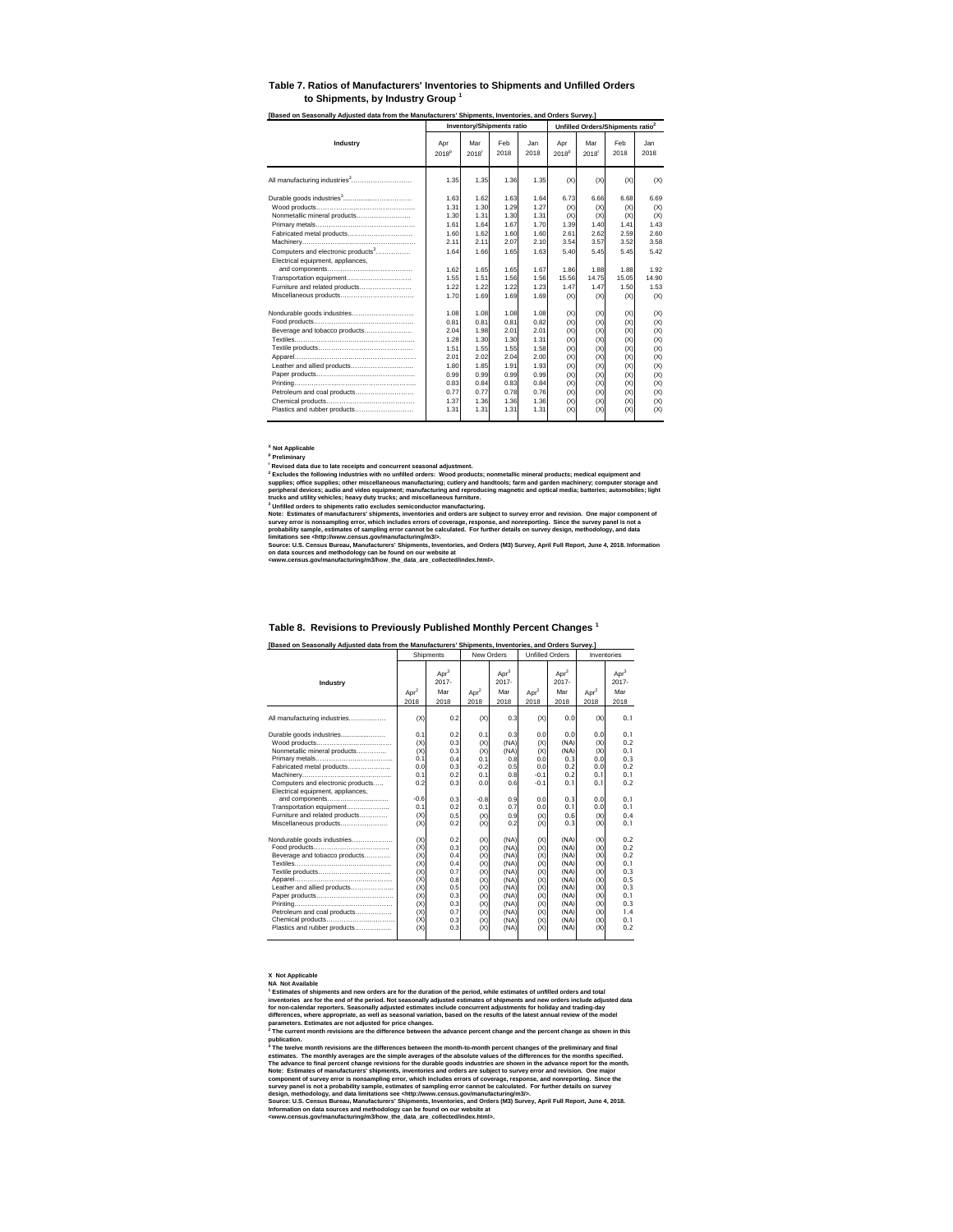## Table 7. Ratios of Manufacturers' Inventories to Shipments and Unfilled Orders to Shipments, by Industry Group [1]

[Based on Seasonally Adjusted data from the Manufacturers' Shipments, Inventories, and Orders Survey.]

| Industry | Inventory/Shipments ratio | | | | Unfilled Orders/Shipments ratio[2] | | | |
|---|---|---|---|---|---|---|---|---|
| | Apr 2018[p] | Mar 2018[r] | Feb 2018 | Jan 2018 | Apr 2018[p] | Mar 2018[r] | Feb 2018 | Jan 2018 |
| All manufacturing industries[3]………………………… | 1.35 | 1.35 | 1.36 | 1.35 | (X) | (X) | (X) | (X) |
| Durable goods industries[3]……………………………… | 1.63 | 1.62 | 1.63 | 1.64 | 6.73 | 6.66 | 6.68 | 6.69 |
| Wood products……………………………………… | 1.31 | 1.30 | 1.29 | 1.27 | (X) | (X) | (X) | (X) |
| Nonmetallic mineral products………………………… | 1.30 | 1.31 | 1.30 | 1.31 | (X) | (X) | (X) | (X) |
| Primary metals……………………………………… | 1.61 | 1.64 | 1.67 | 1.70 | 1.39 | 1.40 | 1.41 | 1.43 |
| Fabricated metal products…………………………… | 1.60 | 1.62 | 1.60 | 1.60 | 2.61 | 2.62 | 2.59 | 2.60 |
| Machinery…………………………………………… | 2.11 | 2.11 | 2.07 | 2.10 | 3.54 | 3.57 | 3.52 | 3.58 |
| Computers and electronic products[3]…………… | 1.64 | 1.66 | 1.65 | 1.63 | 5.40 | 5.45 | 5.45 | 5.42 |
| Electrical equipment, appliances, and components………………………………… | 1.62 | 1.65 | 1.65 | 1.67 | 1.86 | 1.88 | 1.88 | 1.92 |
| Transportation equipment…………………………… | 1.55 | 1.51 | 1.56 | 1.56 | 15.56 | 14.75 | 15.05 | 14.90 |
| Furniture and related products……………………… | 1.22 | 1.22 | 1.22 | 1.23 | 1.47 | 1.47 | 1.50 | 1.53 |
| Miscellaneous products……………………………… | 1.70 | 1.69 | 1.69 | 1.69 | (X) | (X) | (X) | (X) |
| Nondurable goods industries………………………… | 1.08 | 1.08 | 1.08 | 1.08 | (X) | (X) | (X) | (X) |
| Food products……………………………………… | 0.81 | 0.81 | 0.81 | 0.82 | (X) | (X) | (X) | (X) |
| Beverage and tobacco products…………………… | 2.04 | 1.98 | 2.01 | 2.01 | (X) | (X) | (X) | (X) |
| Textiles……………………………………………… | 1.28 | 1.30 | 1.30 | 1.31 | (X) | (X) | (X) | (X) |
| Textile products……………………………………… | 1.51 | 1.55 | 1.55 | 1.58 | (X) | (X) | (X) | (X) |
| Apparel……………………………………………… | 2.01 | 2.02 | 2.04 | 2.00 | (X) | (X) | (X) | (X) |
| Leather and allied products………………………… | 1.80 | 1.85 | 1.91 | 1.93 | (X) | (X) | (X) | (X) |
| Paper products……………………………………… | 0.99 | 0.99 | 0.99 | 0.99 | (X) | (X) | (X) | (X) |
| Printing……………………………………………… | 0.83 | 0.84 | 0.83 | 0.84 | (X) | (X) | (X) | (X) |
| Petroleum and coal products……………………… | 0.77 | 0.77 | 0.78 | 0.76 | (X) | (X) | (X) | (X) |
| Chemical products…………………………………… | 1.37 | 1.36 | 1.36 | 1.36 | (X) | (X) | (X) | (X) |
| Plastics and rubber products……………………… | 1.31 | 1.31 | 1.31 | 1.31 | (X) | (X) | (X) | (X) |

[x] Not Applicable
[p] Preliminary
[r] Revised data due to late receipts and concurrent seasonal adjustment.
[1] Excludes the following industries with no unfilled orders: Wood products; nonmetallic mineral products; medical equipment and supplies; office supplies; other miscellaneous manufacturing; cutlery and handtools; farm and garden machinery; computer storage and peripheral devices; audio and video equipment; manufacturing and reproducing magnetic and optical media; batteries; automobiles; light trucks and utility vehicles; heavy duty trucks; and miscellaneous furniture.
[3] Unfilled orders to shipments ratio excludes semiconductor manufacturing.
Note: Estimates of manufacturers' shipments, inventories and orders are subject to survey error and revision. One major component of survey error is nonsampling error, which includes errors of coverage, response, and nonreporting. Since the survey panel is not a probability sample, estimates of sampling error cannot be calculated. For further details on survey design, methodology, and data limitations see <http://www.census.gov/manufacturing/m3/>.
Source: U.S. Census Bureau, Manufacturers' Shipments, Inventories, and Orders (M3) Survey, April Full Report, June 4, 2018. Information on data sources and methodology can be found on our website at <www.census.gov/manufacturing/m3/how_the_data_are_collected/index.html>.

## Table 8. Revisions to Previously Published Monthly Percent Changes [1]

[Based on Seasonally Adjusted data from the Manufacturers' Shipments, Inventories, and Orders Survey.]

| Industry | Shipments | | New Orders | | Unfilled Orders | | Inventories | |
|---|---|---|---|---|---|---|---|---|
| | Apr[2] 2018 | Apr[3] 2017-Mar 2018 | Apr[2] 2018 | Apr[3] 2017-Mar 2018 | Apr[2] 2018 | Apr[3] 2017-Mar 2018 | Apr[2] 2018 | Apr[3] 2017-Mar 2018 |
| All manufacturing industries……………… | (X) | 0.2 | (X) | 0.3 | (X) | 0.0 | (X) | 0.1 |
| Durable goods industries………………… | 0.1 | 0.2 | 0.1 | 0.3 | 0.0 | 0.0 | 0.0 | 0.1 |
| Wood products……………………………… | (X) | 0.3 | (X) | (NA) | (X) | (NA) | (X) | 0.2 |
| Nonmetallic mineral products…………… | (X) | 0.3 | (X) | (NA) | (X) | (NA) | (X) | 0.1 |
| Primary metals……………………………… | 0.1 | 0.4 | 0.1 | 0.8 | 0.0 | 0.3 | 0.0 | 0.3 |
| Fabricated metal products……………… | 0.0 | 0.3 | -0.2 | 0.5 | 0.0 | 0.2 | 0.0 | 0.2 |
| Machinery…………………………………… | 0.1 | 0.2 | 0.1 | 0.8 | -0.1 | 0.2 | 0.1 | 0.1 |
| Computers and electronic products…… | 0.2 | 0.3 | 0.0 | 0.6 | -0.1 | 0.1 | 0.1 | 0.2 |
| Electrical equipment, appliances, and components……………………… | -0.6 | 0.3 | -0.8 | 0.9 | 0.0 | 0.3 | 0.0 | 0.1 |
| Transportation equipment……………… | 0.1 | 0.2 | 0.1 | 0.7 | 0.0 | 0.1 | 0.0 | 0.1 |
| Furniture and related products………… | (X) | 0.5 | (X) | 0.9 | (X) | 0.6 | (X) | 0.4 |
| Miscellaneous products………………… | (X) | 0.2 | (X) | 0.2 | (X) | 0.3 | (X) | 0.1 |
| Nondurable goods industries…………… | (X) | 0.2 | (X) | (NA) | (X) | (NA) | (X) | 0.2 |
| Food products……………………………… | (X) | 0.3 | (X) | (NA) | (X) | (NA) | (X) | 0.2 |
| Beverage and tobacco products………… | (X) | 0.4 | (X) | (NA) | (X) | (NA) | (X) | 0.2 |
| Textiles……………………………………… | (X) | 0.4 | (X) | (NA) | (X) | (NA) | (X) | 0.1 |
| Textile products…………………………… | (X) | 0.7 | (X) | (NA) | (X) | (NA) | (X) | 0.3 |
| Apparel……………………………………… | (X) | 0.8 | (X) | (NA) | (X) | (NA) | (X) | 0.5 |
| Leather and allied products……………… | (X) | 0.5 | (X) | (NA) | (X) | (NA) | (X) | 0.3 |
| Paper products……………………………… | (X) | 0.3 | (X) | (NA) | (X) | (NA) | (X) | 0.1 |
| Printing……………………………………… | (X) | 0.3 | (X) | (NA) | (X) | (NA) | (X) | 0.3 |
| Petroleum and coal products…………… | (X) | 0.7 | (X) | (NA) | (X) | (NA) | (X) | 1.4 |
| Chemical products………………………… | (X) | 0.3 | (X) | (NA) | (X) | (NA) | (X) | 0.1 |
| Plastics and rubber products…………… | (X) | 0.3 | (X) | (NA) | (X) | (NA) | (X) | 0.2 |

X Not Applicable
NA Not Available
[1] Estimates of shipments and new orders are for the duration of the period, while estimates of unfilled orders and total inventories are for the end of the period. Not seasonally adjusted estimates of shipments and new orders include adjusted data for non-calendar reporters. Seasonally adjusted estimates include concurrent adjustments for holiday and trading-day differences, where appropriate, as well as seasonal variation, based on the results of the latest annual review of the model parameters. Estimates are not adjusted for price changes.
[2] The current month revisions are the difference between the advance percent change and the percent change as shown in this publication.
[3] The twelve month revisions are the differences between the month-to-month percent changes of the preliminary and final estimates. The monthly averages are the simple averages of the absolute values of the differences for the months specified. The advance to final percent change revisions for the durable goods industries are shown in the advance report for the month.
Note: Estimates of manufacturers' shipments, inventories and orders are subject to survey error and revision. One major component of survey error is nonsampling error, which includes errors of coverage, response, and nonreporting. Since the survey panel is not a probability sample, estimates of sampling error cannot be calculated. For further details on survey design, methodology, and data limitations see <http://www.census.gov/manufacturing/m3/>.
Source: U.S. Census Bureau, Manufacturers' Shipments, Inventories, and Orders (M3) Survey, April Full Report, June 4, 2018. Information on data sources and methodology can be found on our website at <www.census.gov/manufacturing/m3/how_the_data_are_collected/index.html>.